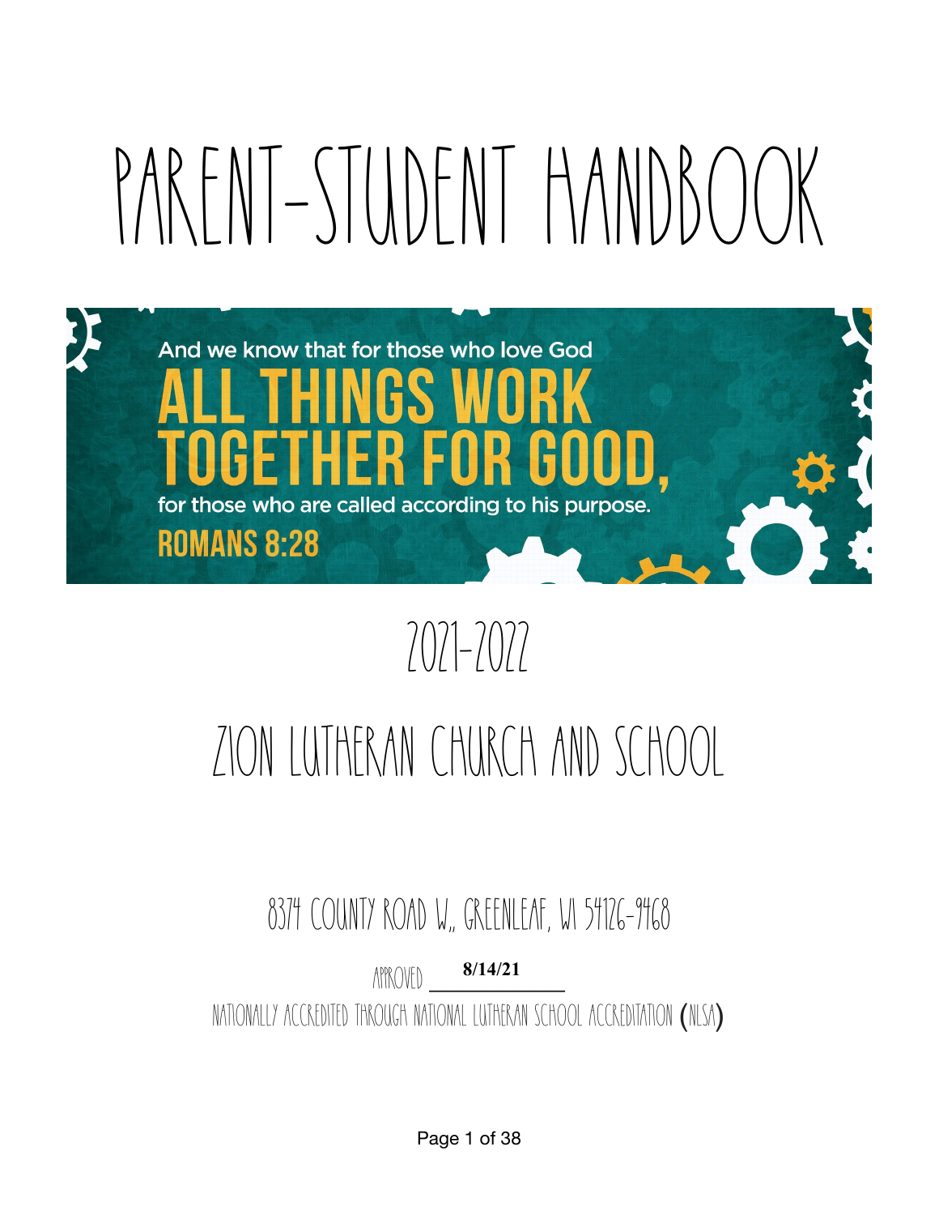# PARENT-STUDENT HANDBOOK

And we know that for those who love God

**ALL THINGS WORK TOGETHER FOR GOOD,**

for those who are called according to his purpose.

**ROMANS 8:28**

## 2021-2022

## ZION LUTHERAN CHURCH AND SCHOOL

8374 COUNTY ROAD W., GREENLEAF, WI 54126-9468

APPROVED **8/14/21**

NATIONALLY ACCREDITED THROUGH NATIONAL LUTHERAN SCHOOL ACCREDITATION (NLSA)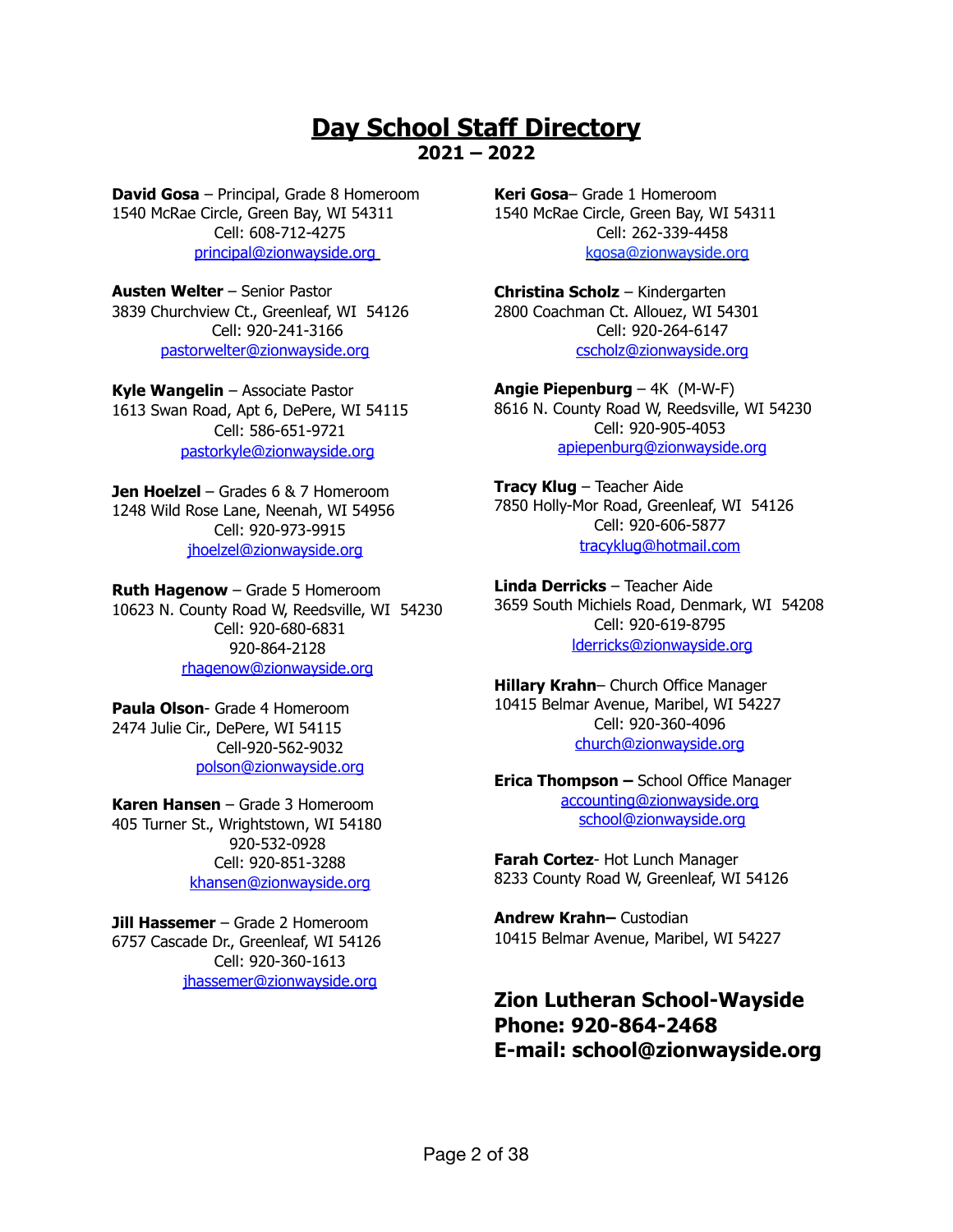# Day School Staff Directory

## 2021 – 2022

**David Gosa** – Principal, Grade 8 Homeroom
1540 McRae Circle, Green Bay, WI 54311
Cell: 608-712-4275
principal@zionwayside.org

**Austen Welter** – Senior Pastor
3839 Churchview Ct., Greenleaf, WI 54126
Cell: 920-241-3166
pastorwelter@zionwayside.org

**Kyle Wangelin** – Associate Pastor
1613 Swan Road, Apt 6, DePere, WI 54115
Cell: 586-651-9721
pastorkyle@zionwayside.org

**Jen Hoelzel** – Grades 6 & 7 Homeroom
1248 Wild Rose Lane, Neenah, WI 54956
Cell: 920-973-9915
jhoelzel@zionwayside.org

**Ruth Hagenow** – Grade 5 Homeroom
10623 N. County Road W, Reedsville, WI 54230
Cell: 920-680-6831
920-864-2128
rhagenow@zionwayside.org

**Paula Olson**- Grade 4 Homeroom
2474 Julie Cir., DePere, WI 54115
Cell-920-562-9032
polson@zionwayside.org

**Karen Hansen** – Grade 3 Homeroom
405 Turner St., Wrightstown, WI 54180
920-532-0928
Cell: 920-851-3288
khansen@zionwayside.org

**Jill Hassemer** – Grade 2 Homeroom
6757 Cascade Dr., Greenleaf, WI 54126
Cell: 920-360-1613
jhassemer@zionwayside.org

**Keri Gosa**– Grade 1 Homeroom
1540 McRae Circle, Green Bay, WI 54311
Cell: 262-339-4458
kgosa@zionwayside.org

**Christina Scholz** – Kindergarten
2800 Coachman Ct. Allouez, WI 54301
Cell: 920-264-6147
cscholz@zionwayside.org

**Angie Piepenburg** – 4K (M-W-F)
8616 N. County Road W, Reedsville, WI 54230
Cell: 920-905-4053
apiepenburg@zionwayside.org

**Tracy Klug** – Teacher Aide
7850 Holly-Mor Road, Greenleaf, WI 54126
Cell: 920-606-5877
tracyklug@hotmail.com

**Linda Derricks** – Teacher Aide
3659 South Michiels Road, Denmark, WI 54208
Cell: 920-619-8795
lderricks@zionwayside.org

**Hillary Krahn**– Church Office Manager
10415 Belmar Avenue, Maribel, WI 54227
Cell: 920-360-4096
church@zionwayside.org

**Erica Thompson –** School Office Manager
accounting@zionwayside.org
school@zionwayside.org

**Farah Cortez**- Hot Lunch Manager
8233 County Road W, Greenleaf, WI 54126

**Andrew Krahn–** Custodian
10415 Belmar Avenue, Maribel, WI 54227

**Zion Lutheran School-Wayside**
**Phone: 920-864-2468**
**E-mail: school@zionwayside.org**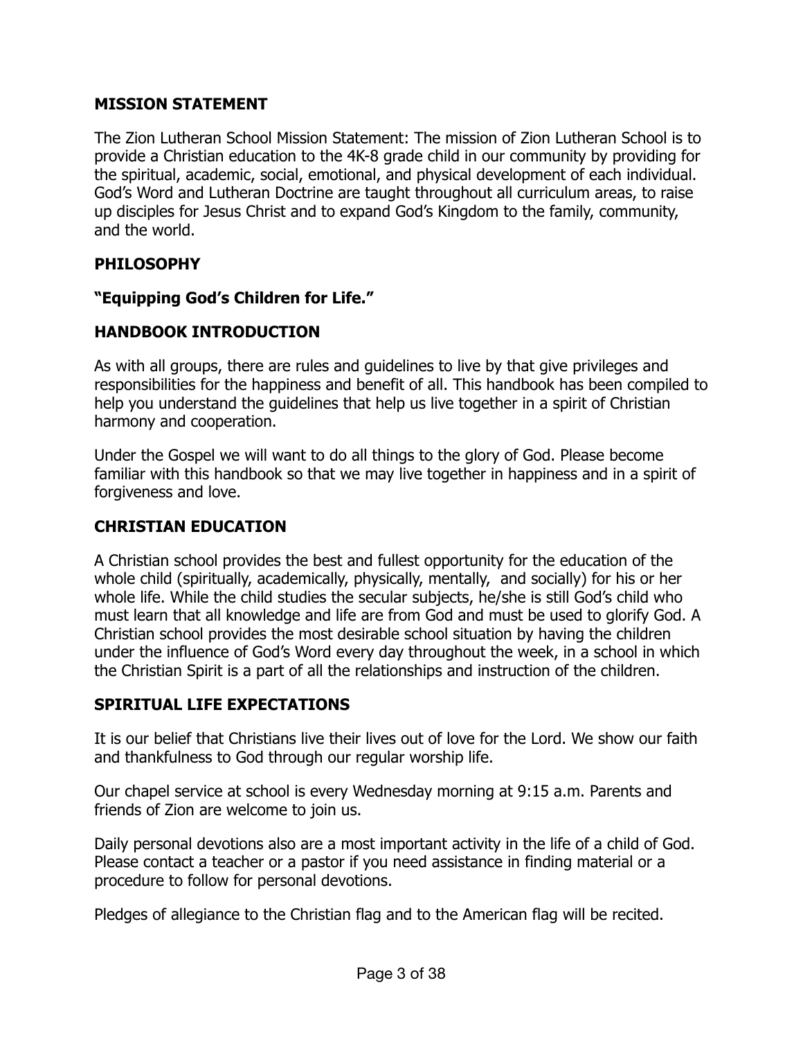## MISSION STATEMENT

The Zion Lutheran School Mission Statement: The mission of Zion Lutheran School is to provide a Christian education to the 4K-8 grade child in our community by providing for the spiritual, academic, social, emotional, and physical development of each individual. God's Word and Lutheran Doctrine are taught throughout all curriculum areas, to raise up disciples for Jesus Christ and to expand God's Kingdom to the family, community, and the world.

## PHILOSOPHY

**"Equipping God's Children for Life."**

## HANDBOOK INTRODUCTION

As with all groups, there are rules and guidelines to live by that give privileges and responsibilities for the happiness and benefit of all. This handbook has been compiled to help you understand the guidelines that help us live together in a spirit of Christian harmony and cooperation.

Under the Gospel we will want to do all things to the glory of God. Please become familiar with this handbook so that we may live together in happiness and in a spirit of forgiveness and love.

## CHRISTIAN EDUCATION

A Christian school provides the best and fullest opportunity for the education of the whole child (spiritually, academically, physically, mentally, and socially) for his or her whole life. While the child studies the secular subjects, he/she is still God's child who must learn that all knowledge and life are from God and must be used to glorify God. A Christian school provides the most desirable school situation by having the children under the influence of God's Word every day throughout the week, in a school in which the Christian Spirit is a part of all the relationships and instruction of the children.

## SPIRITUAL LIFE EXPECTATIONS

It is our belief that Christians live their lives out of love for the Lord. We show our faith and thankfulness to God through our regular worship life.

Our chapel service at school is every Wednesday morning at 9:15 a.m. Parents and friends of Zion are welcome to join us.

Daily personal devotions also are a most important activity in the life of a child of God. Please contact a teacher or a pastor if you need assistance in finding material or a procedure to follow for personal devotions.

Pledges of allegiance to the Christian flag and to the American flag will be recited.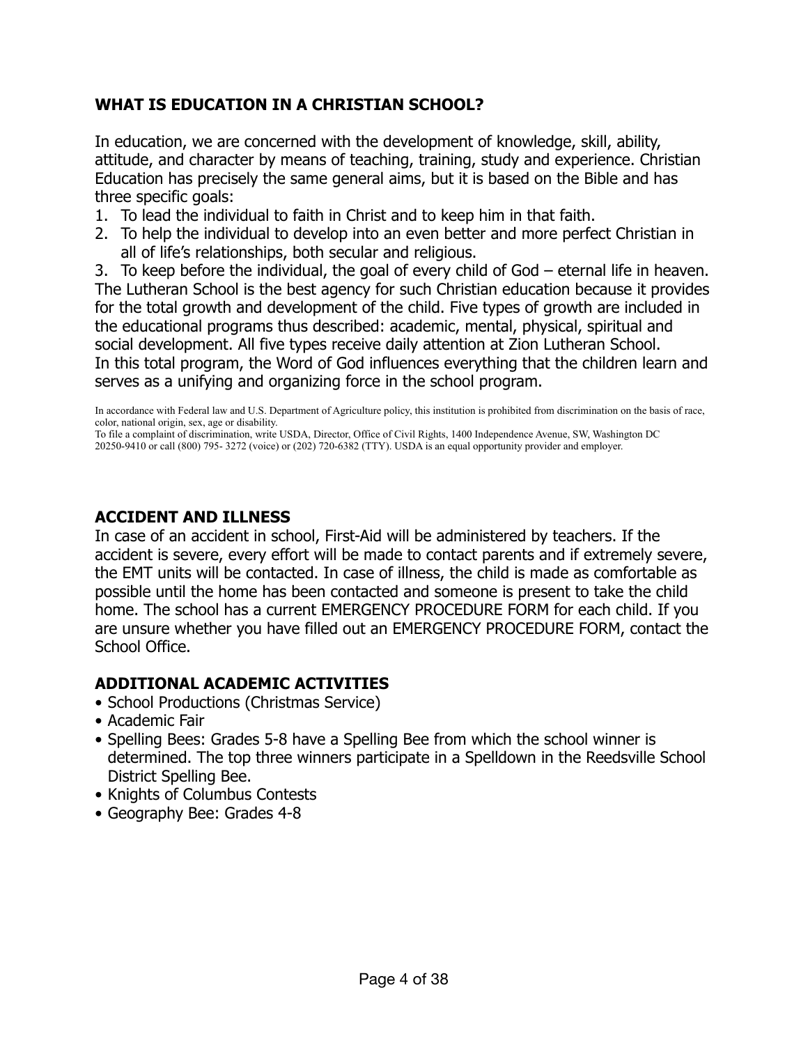## WHAT IS EDUCATION IN A CHRISTIAN SCHOOL?

In education, we are concerned with the development of knowledge, skill, ability, attitude, and character by means of teaching, training, study and experience. Christian Education has precisely the same general aims, but it is based on the Bible and has three specific goals:

1. To lead the individual to faith in Christ and to keep him in that faith.
2. To help the individual to develop into an even better and more perfect Christian in all of life's relationships, both secular and religious.
3. To keep before the individual, the goal of every child of God – eternal life in heaven.

The Lutheran School is the best agency for such Christian education because it provides for the total growth and development of the child. Five types of growth are included in the educational programs thus described: academic, mental, physical, spiritual and social development. All five types receive daily attention at Zion Lutheran School.
In this total program, the Word of God influences everything that the children learn and serves as a unifying and organizing force in the school program.

In accordance with Federal law and U.S. Department of Agriculture policy, this institution is prohibited from discrimination on the basis of race, color, national origin, sex, age or disability.
To file a complaint of discrimination, write USDA, Director, Office of Civil Rights, 1400 Independence Avenue, SW, Washington DC 20250-9410 or call (800) 795- 3272 (voice) or (202) 720-6382 (TTY). USDA is an equal opportunity provider and employer.

## ACCIDENT AND ILLNESS

In case of an accident in school, First-Aid will be administered by teachers. If the accident is severe, every effort will be made to contact parents and if extremely severe, the EMT units will be contacted. In case of illness, the child is made as comfortable as possible until the home has been contacted and someone is present to take the child home. The school has a current EMERGENCY PROCEDURE FORM for each child. If you are unsure whether you have filled out an EMERGENCY PROCEDURE FORM, contact the School Office.

## ADDITIONAL ACADEMIC ACTIVITIES

- School Productions (Christmas Service)
- Academic Fair
- Spelling Bees: Grades 5-8 have a Spelling Bee from which the school winner is determined. The top three winners participate in a Spelldown in the Reedsville School District Spelling Bee.
- Knights of Columbus Contests
- Geography Bee: Grades 4-8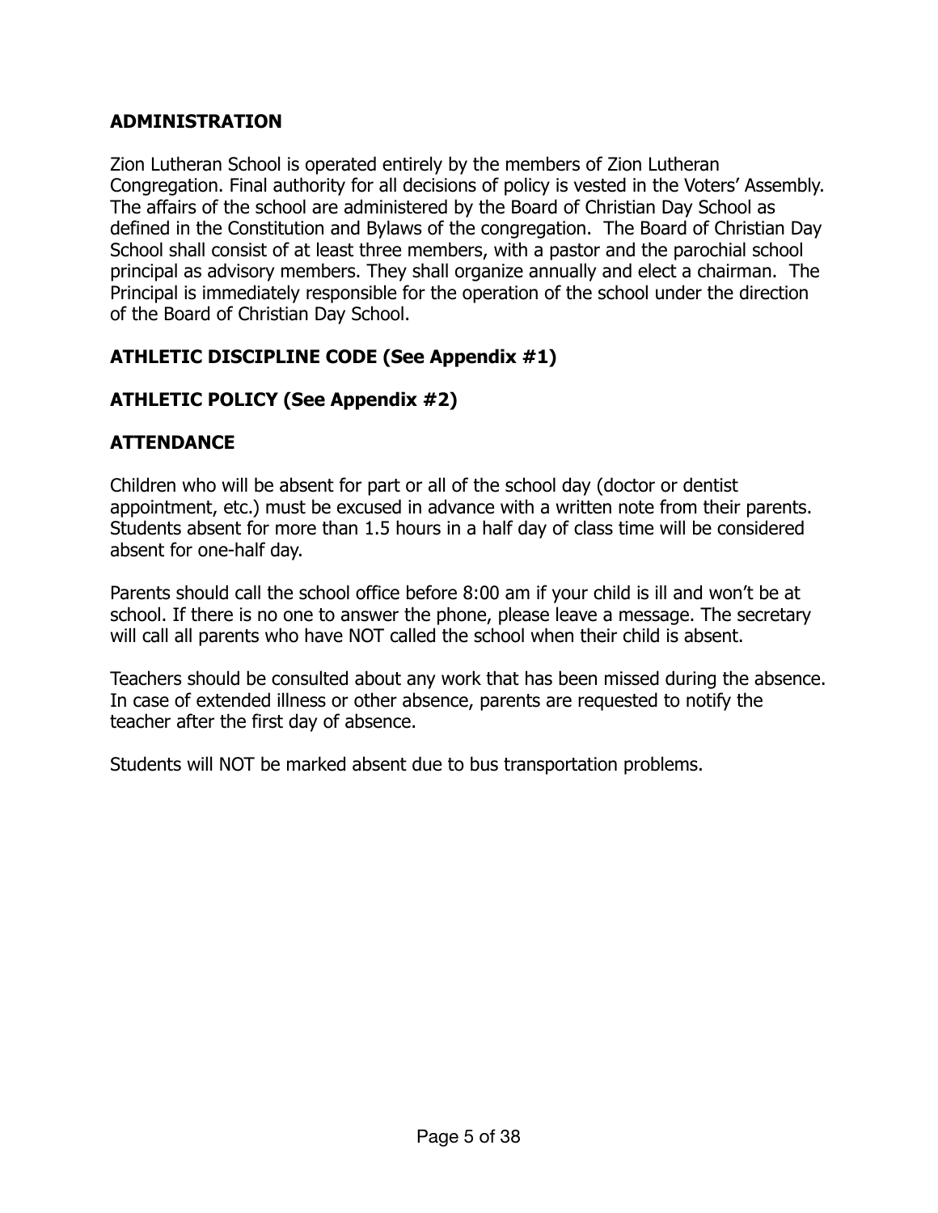## ADMINISTRATION

Zion Lutheran School is operated entirely by the members of Zion Lutheran Congregation. Final authority for all decisions of policy is vested in the Voters' Assembly. The affairs of the school are administered by the Board of Christian Day School as defined in the Constitution and Bylaws of the congregation. The Board of Christian Day School shall consist of at least three members, with a pastor and the parochial school principal as advisory members. They shall organize annually and elect a chairman. The Principal is immediately responsible for the operation of the school under the direction of the Board of Christian Day School.

## ATHLETIC DISCIPLINE CODE (See Appendix #1)

## ATHLETIC POLICY (See Appendix #2)

## ATTENDANCE

Children who will be absent for part or all of the school day (doctor or dentist appointment, etc.) must be excused in advance with a written note from their parents. Students absent for more than 1.5 hours in a half day of class time will be considered absent for one-half day.

Parents should call the school office before 8:00 am if your child is ill and won't be at school. If there is no one to answer the phone, please leave a message. The secretary will call all parents who have NOT called the school when their child is absent.

Teachers should be consulted about any work that has been missed during the absence. In case of extended illness or other absence, parents are requested to notify the teacher after the first day of absence.

Students will NOT be marked absent due to bus transportation problems.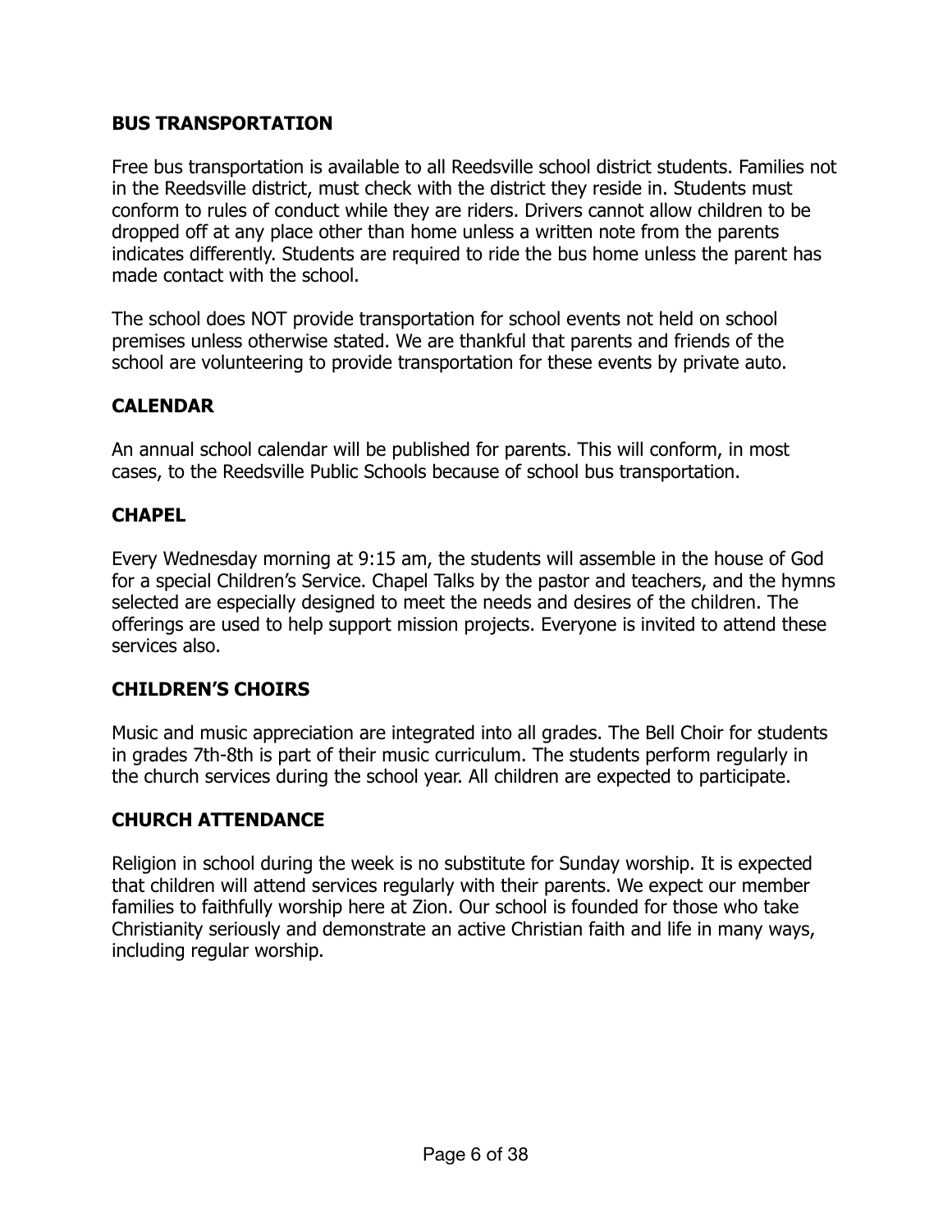## BUS TRANSPORTATION

Free bus transportation is available to all Reedsville school district students. Families not in the Reedsville district, must check with the district they reside in. Students must conform to rules of conduct while they are riders. Drivers cannot allow children to be dropped off at any place other than home unless a written note from the parents indicates differently. Students are required to ride the bus home unless the parent has made contact with the school.

The school does NOT provide transportation for school events not held on school premises unless otherwise stated. We are thankful that parents and friends of the school are volunteering to provide transportation for these events by private auto.

## CALENDAR

An annual school calendar will be published for parents. This will conform, in most cases, to the Reedsville Public Schools because of school bus transportation.

## CHAPEL

Every Wednesday morning at 9:15 am, the students will assemble in the house of God for a special Children's Service. Chapel Talks by the pastor and teachers, and the hymns selected are especially designed to meet the needs and desires of the children. The offerings are used to help support mission projects. Everyone is invited to attend these services also.

## CHILDREN'S CHOIRS

Music and music appreciation are integrated into all grades. The Bell Choir for students in grades 7th-8th is part of their music curriculum. The students perform regularly in the church services during the school year. All children are expected to participate.

## CHURCH ATTENDANCE

Religion in school during the week is no substitute for Sunday worship. It is expected that children will attend services regularly with their parents. We expect our member families to faithfully worship here at Zion. Our school is founded for those who take Christianity seriously and demonstrate an active Christian faith and life in many ways, including regular worship.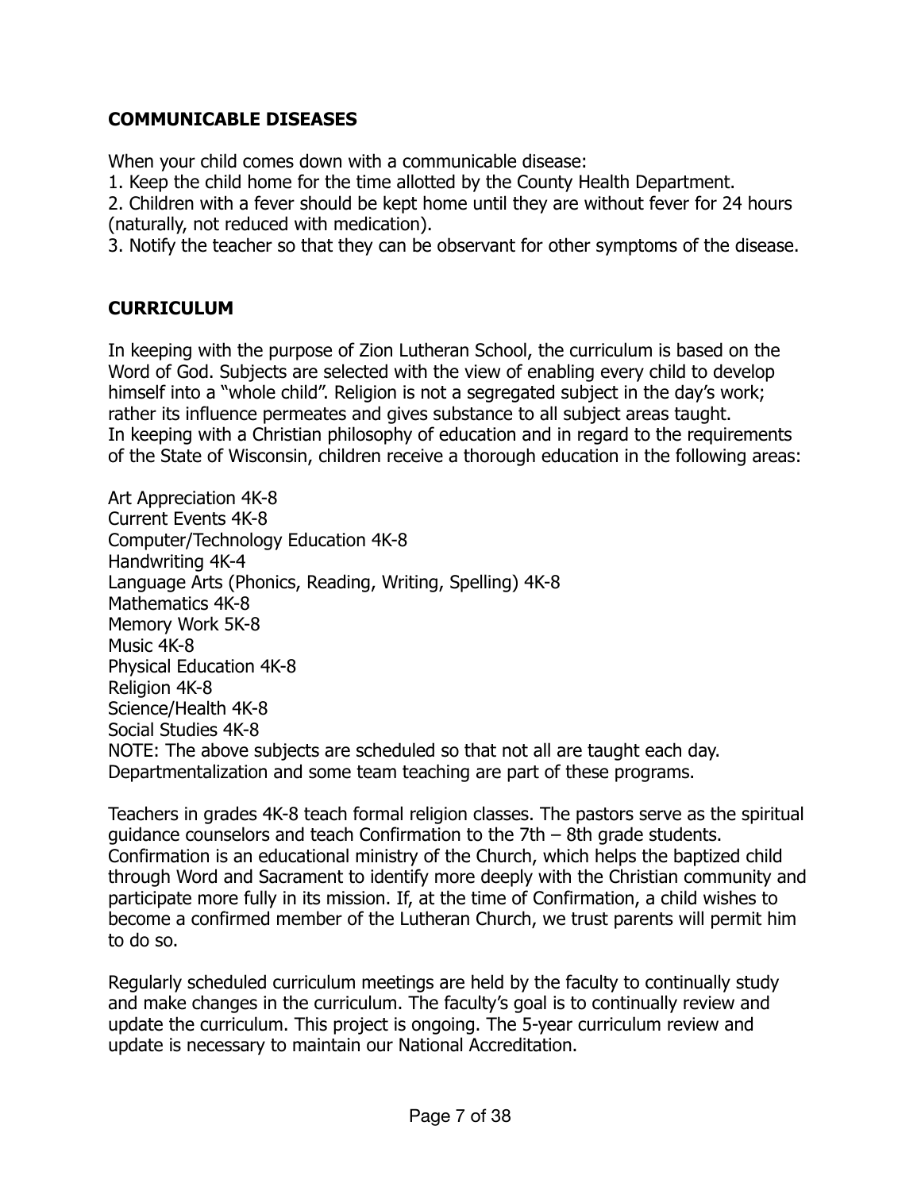## COMMUNICABLE DISEASES

When your child comes down with a communicable disease:

1. Keep the child home for the time allotted by the County Health Department.
2. Children with a fever should be kept home until they are without fever for 24 hours (naturally, not reduced with medication).
3. Notify the teacher so that they can be observant for other symptoms of the disease.

## CURRICULUM

In keeping with the purpose of Zion Lutheran School, the curriculum is based on the Word of God. Subjects are selected with the view of enabling every child to develop himself into a "whole child". Religion is not a segregated subject in the day's work; rather its influence permeates and gives substance to all subject areas taught.
In keeping with a Christian philosophy of education and in regard to the requirements of the State of Wisconsin, children receive a thorough education in the following areas:

Art Appreciation 4K-8
Current Events 4K-8
Computer/Technology Education 4K-8
Handwriting 4K-4
Language Arts (Phonics, Reading, Writing, Spelling) 4K-8
Mathematics 4K-8
Memory Work 5K-8
Music 4K-8
Physical Education 4K-8
Religion 4K-8
Science/Health 4K-8
Social Studies 4K-8
NOTE: The above subjects are scheduled so that not all are taught each day. Departmentalization and some team teaching are part of these programs.

Teachers in grades 4K-8 teach formal religion classes. The pastors serve as the spiritual guidance counselors and teach Confirmation to the 7th – 8th grade students. Confirmation is an educational ministry of the Church, which helps the baptized child through Word and Sacrament to identify more deeply with the Christian community and participate more fully in its mission. If, at the time of Confirmation, a child wishes to become a confirmed member of the Lutheran Church, we trust parents will permit him to do so.

Regularly scheduled curriculum meetings are held by the faculty to continually study and make changes in the curriculum. The faculty's goal is to continually review and update the curriculum. This project is ongoing. The 5-year curriculum review and update is necessary to maintain our National Accreditation.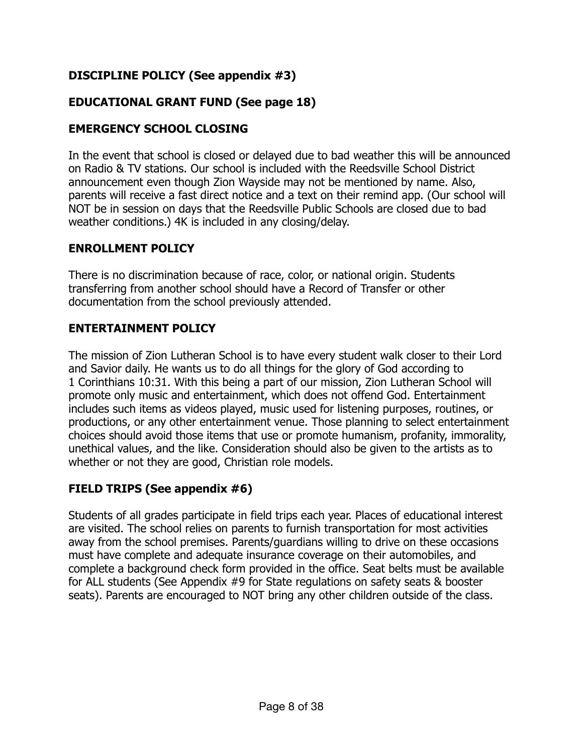## DISCIPLINE POLICY (See appendix #3)

## EDUCATIONAL GRANT FUND (See page 18)

## EMERGENCY SCHOOL CLOSING

In the event that school is closed or delayed due to bad weather this will be announced on Radio & TV stations. Our school is included with the Reedsville School District announcement even though Zion Wayside may not be mentioned by name. Also, parents will receive a fast direct notice and a text on their remind app. (Our school will NOT be in session on days that the Reedsville Public Schools are closed due to bad weather conditions.) 4K is included in any closing/delay.

## ENROLLMENT POLICY

There is no discrimination because of race, color, or national origin. Students transferring from another school should have a Record of Transfer or other documentation from the school previously attended.

## ENTERTAINMENT POLICY

The mission of Zion Lutheran School is to have every student walk closer to their Lord and Savior daily. He wants us to do all things for the glory of God according to 1 Corinthians 10:31. With this being a part of our mission, Zion Lutheran School will promote only music and entertainment, which does not offend God. Entertainment includes such items as videos played, music used for listening purposes, routines, or productions, or any other entertainment venue. Those planning to select entertainment choices should avoid those items that use or promote humanism, profanity, immorality, unethical values, and the like. Consideration should also be given to the artists as to whether or not they are good, Christian role models.

## FIELD TRIPS (See appendix #6)

Students of all grades participate in field trips each year. Places of educational interest are visited. The school relies on parents to furnish transportation for most activities away from the school premises. Parents/guardians willing to drive on these occasions must have complete and adequate insurance coverage on their automobiles, and complete a background check form provided in the office. Seat belts must be available for ALL students (See Appendix #9 for State regulations on safety seats & booster seats). Parents are encouraged to NOT bring any other children outside of the class.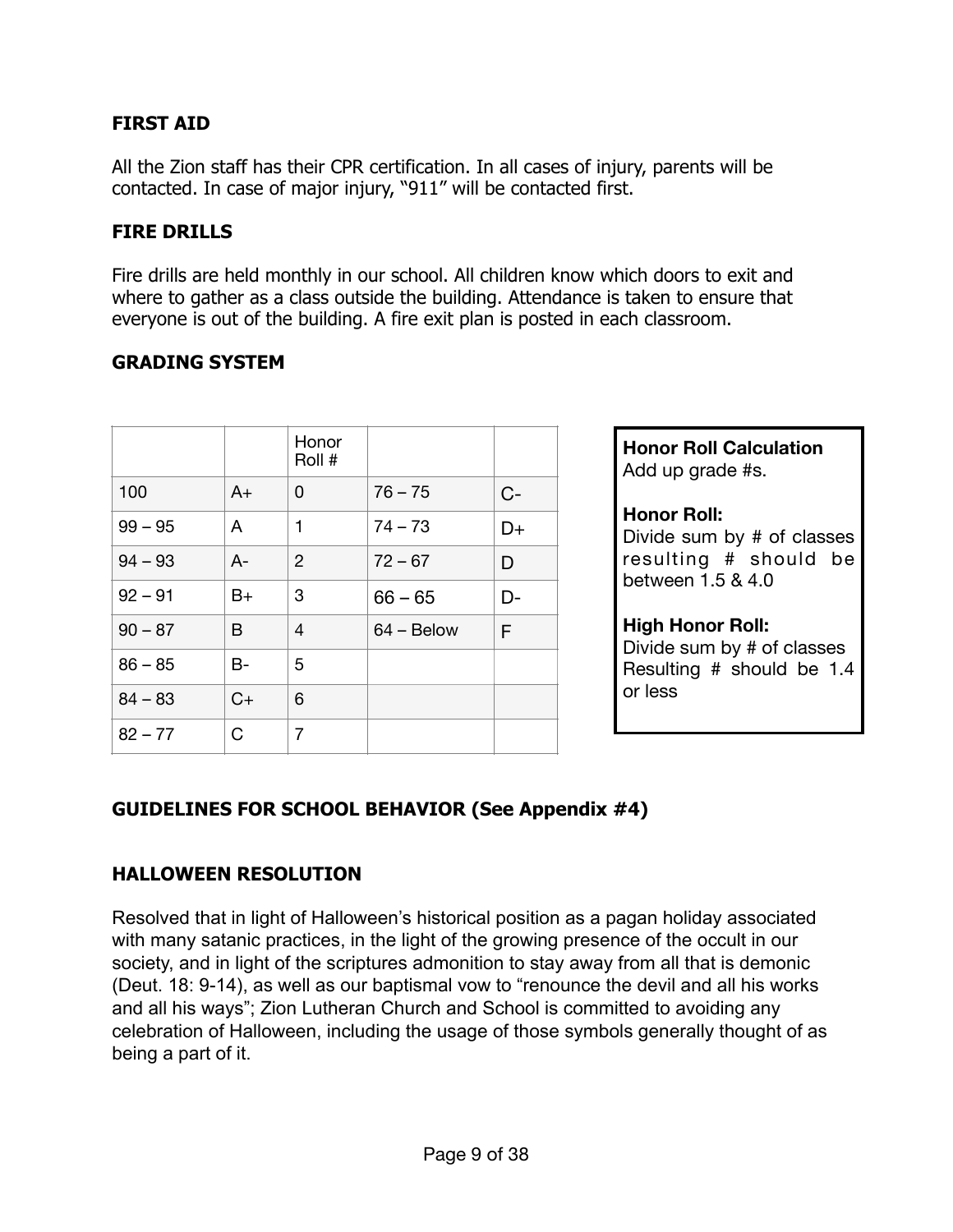## FIRST AID

All the Zion staff has their CPR certification. In all cases of injury, parents will be contacted. In case of major injury, "911" will be contacted first.

## FIRE DRILLS

Fire drills are held monthly in our school. All children know which doors to exit and where to gather as a class outside the building. Attendance is taken to ensure that everyone is out of the building. A fire exit plan is posted in each classroom.

## GRADING SYSTEM

| | | Honor Roll # | | |
|---|---|---|---|---|
| 100 | A+ | 0 | 76 – 75 | C- |
| 99 – 95 | A | 1 | 74 – 73 | D+ |
| 94 – 93 | A- | 2 | 72 – 67 | D |
| 92 – 91 | B+ | 3 | 66 – 65 | D- |
| 90 – 87 | B | 4 | 64 – Below | F |
| 86 – 85 | B- | 5 | | |
| 84 – 83 | C+ | 6 | | |
| 82 – 77 | C | 7 | | |

**Honor Roll Calculation**
Add up grade #s.

**Honor Roll:**
Divide sum by # of classes resulting # should be between 1.5 & 4.0

**High Honor Roll:**
Divide sum by # of classes Resulting # should be 1.4 or less

## GUIDELINES FOR SCHOOL BEHAVIOR (See Appendix #4)

## HALLOWEEN RESOLUTION

Resolved that in light of Halloween's historical position as a pagan holiday associated with many satanic practices, in the light of the growing presence of the occult in our society, and in light of the scriptures admonition to stay away from all that is demonic (Deut. 18: 9-14), as well as our baptismal vow to "renounce the devil and all his works and all his ways"; Zion Lutheran Church and School is committed to avoiding any celebration of Halloween, including the usage of those symbols generally thought of as being a part of it.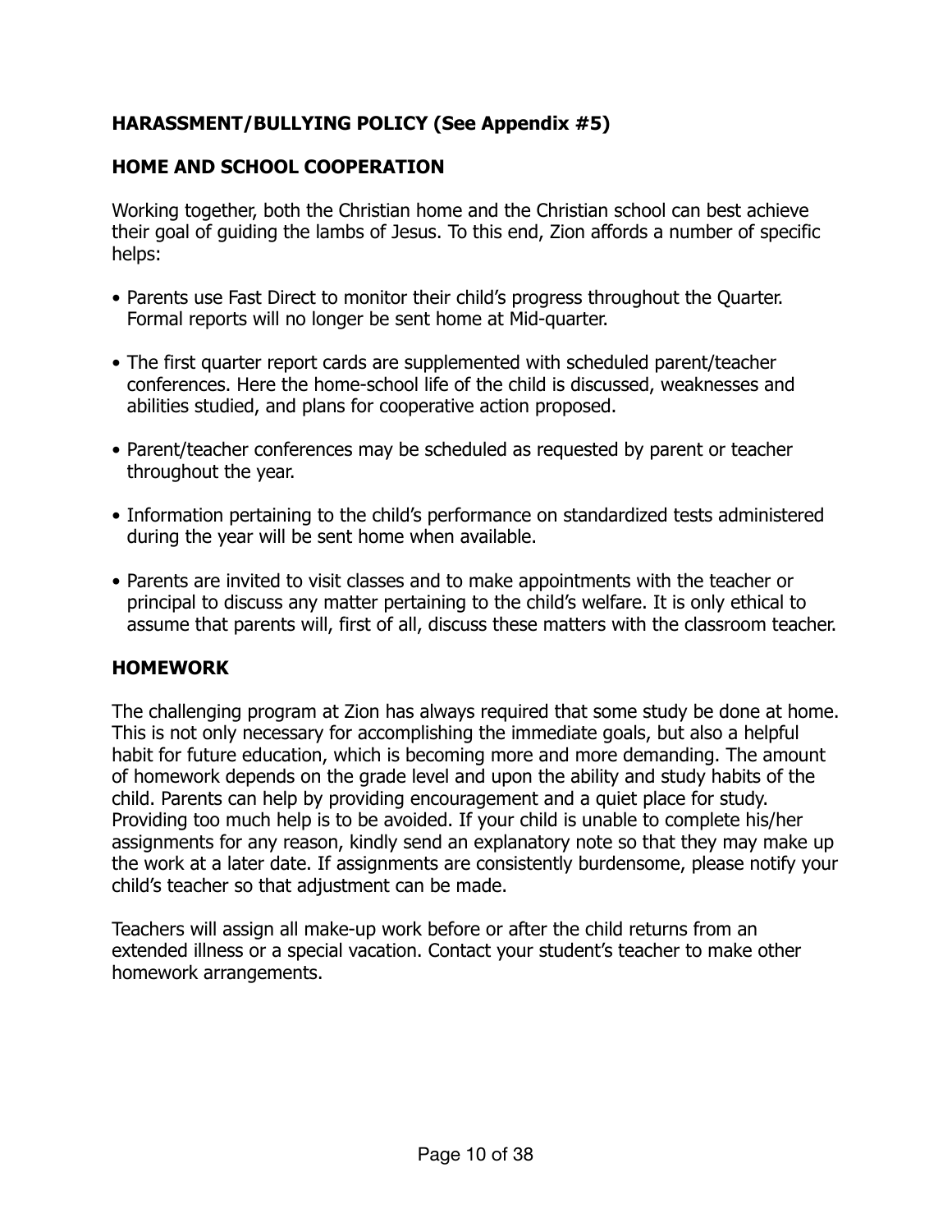## HARASSMENT/BULLYING POLICY (See Appendix #5)

## HOME AND SCHOOL COOPERATION

Working together, both the Christian home and the Christian school can best achieve their goal of guiding the lambs of Jesus. To this end, Zion affords a number of specific helps:

- Parents use Fast Direct to monitor their child's progress throughout the Quarter. Formal reports will no longer be sent home at Mid-quarter.
- The first quarter report cards are supplemented with scheduled parent/teacher conferences. Here the home-school life of the child is discussed, weaknesses and abilities studied, and plans for cooperative action proposed.
- Parent/teacher conferences may be scheduled as requested by parent or teacher throughout the year.
- Information pertaining to the child's performance on standardized tests administered during the year will be sent home when available.
- Parents are invited to visit classes and to make appointments with the teacher or principal to discuss any matter pertaining to the child's welfare. It is only ethical to assume that parents will, first of all, discuss these matters with the classroom teacher.

## HOMEWORK

The challenging program at Zion has always required that some study be done at home. This is not only necessary for accomplishing the immediate goals, but also a helpful habit for future education, which is becoming more and more demanding. The amount of homework depends on the grade level and upon the ability and study habits of the child. Parents can help by providing encouragement and a quiet place for study. Providing too much help is to be avoided. If your child is unable to complete his/her assignments for any reason, kindly send an explanatory note so that they may make up the work at a later date. If assignments are consistently burdensome, please notify your child's teacher so that adjustment can be made.

Teachers will assign all make-up work before or after the child returns from an extended illness or a special vacation. Contact your student's teacher to make other homework arrangements.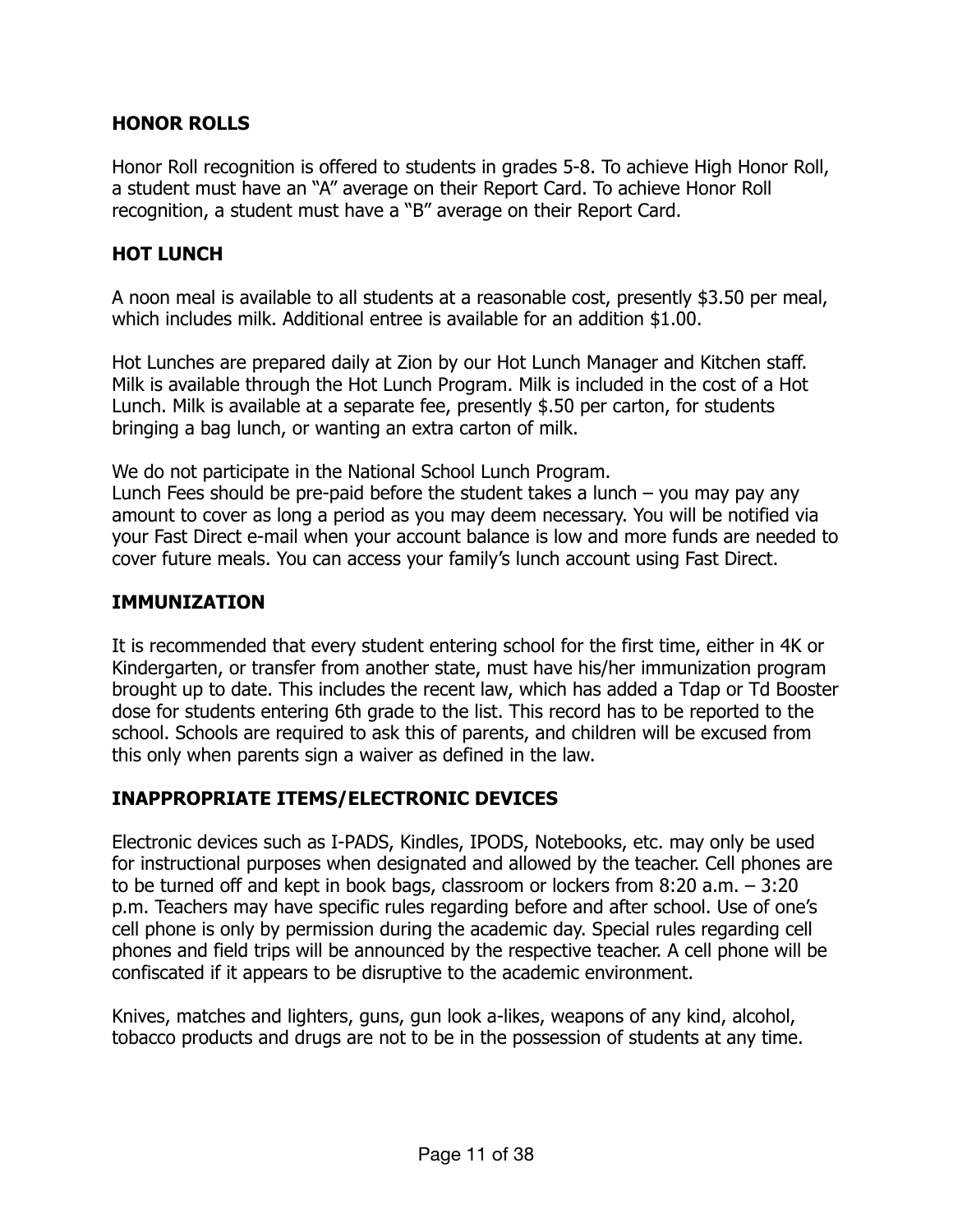## HONOR ROLLS

Honor Roll recognition is offered to students in grades 5-8. To achieve High Honor Roll, a student must have an "A" average on their Report Card. To achieve Honor Roll recognition, a student must have a "B" average on their Report Card.

## HOT LUNCH

A noon meal is available to all students at a reasonable cost, presently $3.50 per meal, which includes milk. Additional entree is available for an addition $1.00.

Hot Lunches are prepared daily at Zion by our Hot Lunch Manager and Kitchen staff. Milk is available through the Hot Lunch Program. Milk is included in the cost of a Hot Lunch. Milk is available at a separate fee, presently $.50 per carton, for students bringing a bag lunch, or wanting an extra carton of milk.

We do not participate in the National School Lunch Program.
Lunch Fees should be pre-paid before the student takes a lunch – you may pay any amount to cover as long a period as you may deem necessary. You will be notified via your Fast Direct e-mail when your account balance is low and more funds are needed to cover future meals. You can access your family's lunch account using Fast Direct.

## IMMUNIZATION

It is recommended that every student entering school for the first time, either in 4K or Kindergarten, or transfer from another state, must have his/her immunization program brought up to date. This includes the recent law, which has added a Tdap or Td Booster dose for students entering 6th grade to the list. This record has to be reported to the school. Schools are required to ask this of parents, and children will be excused from this only when parents sign a waiver as defined in the law.

## INAPPROPRIATE ITEMS/ELECTRONIC DEVICES

Electronic devices such as I-PADS, Kindles, IPODS, Notebooks, etc. may only be used for instructional purposes when designated and allowed by the teacher. Cell phones are to be turned off and kept in book bags, classroom or lockers from 8:20 a.m. – 3:20 p.m. Teachers may have specific rules regarding before and after school. Use of one's cell phone is only by permission during the academic day. Special rules regarding cell phones and field trips will be announced by the respective teacher. A cell phone will be confiscated if it appears to be disruptive to the academic environment.

Knives, matches and lighters, guns, gun look a-likes, weapons of any kind, alcohol, tobacco products and drugs are not to be in the possession of students at any time.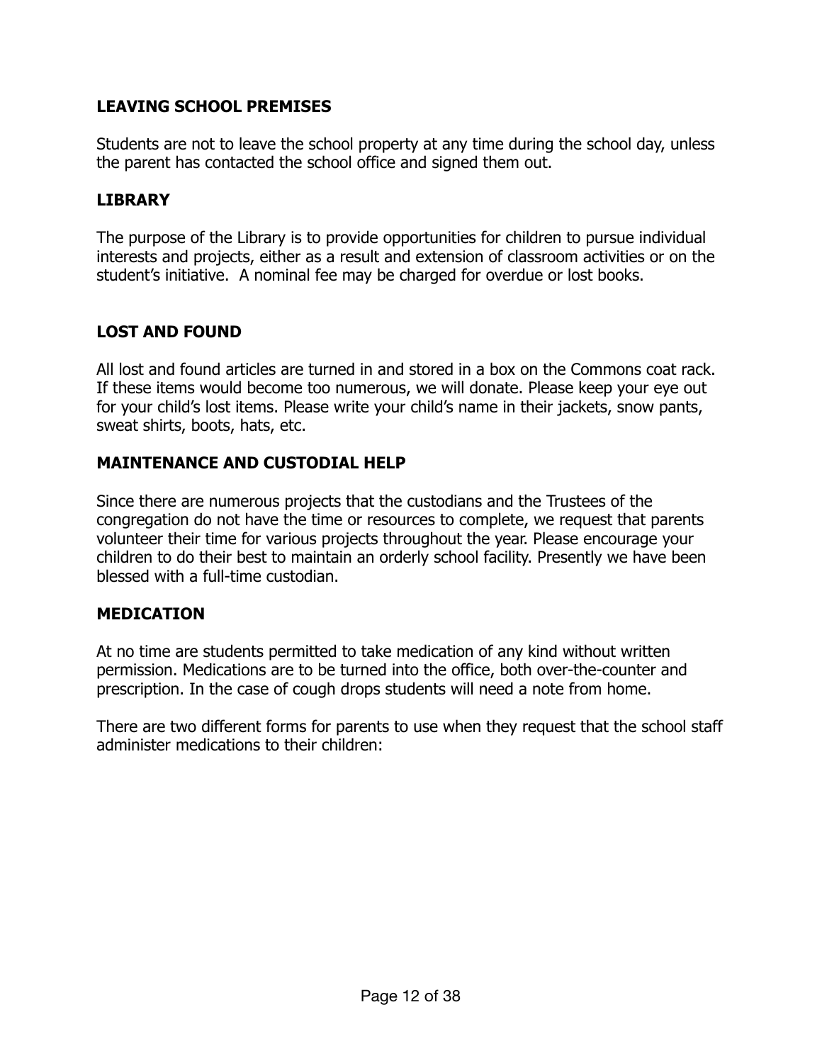## LEAVING SCHOOL PREMISES

Students are not to leave the school property at any time during the school day, unless the parent has contacted the school office and signed them out.

## LIBRARY

The purpose of the Library is to provide opportunities for children to pursue individual interests and projects, either as a result and extension of classroom activities or on the student's initiative. A nominal fee may be charged for overdue or lost books.

## LOST AND FOUND

All lost and found articles are turned in and stored in a box on the Commons coat rack. If these items would become too numerous, we will donate. Please keep your eye out for your child's lost items. Please write your child's name in their jackets, snow pants, sweat shirts, boots, hats, etc.

## MAINTENANCE AND CUSTODIAL HELP

Since there are numerous projects that the custodians and the Trustees of the congregation do not have the time or resources to complete, we request that parents volunteer their time for various projects throughout the year. Please encourage your children to do their best to maintain an orderly school facility. Presently we have been blessed with a full-time custodian.

## MEDICATION

At no time are students permitted to take medication of any kind without written permission. Medications are to be turned into the office, both over-the-counter and prescription. In the case of cough drops students will need a note from home.

There are two different forms for parents to use when they request that the school staff administer medications to their children: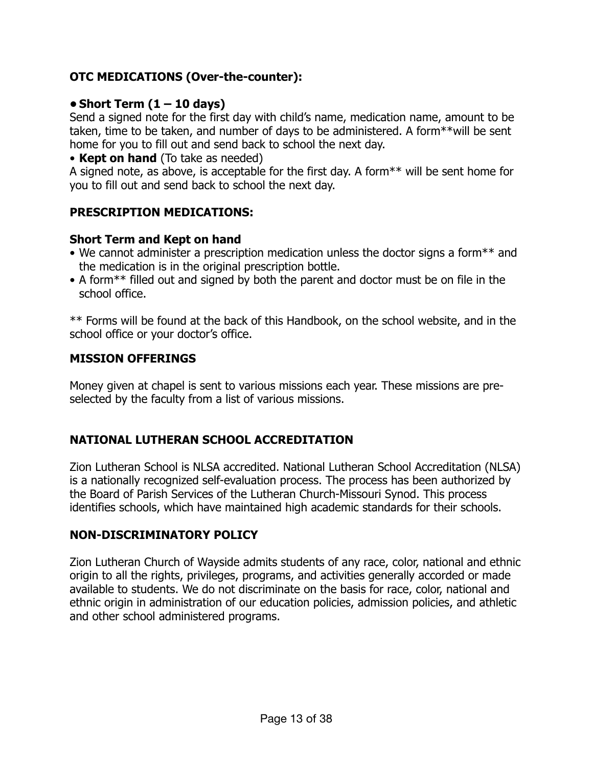**OTC MEDICATIONS (Over-the-counter):**

**• Short Term (1 – 10 days)**
Send a signed note for the first day with child's name, medication name, amount to be taken, time to be taken, and number of days to be administered. A form**will be sent home for you to fill out and send back to school the next day.

• **Kept on hand** (To take as needed)
A signed note, as above, is acceptable for the first day. A form** will be sent home for you to fill out and send back to school the next day.

**PRESCRIPTION MEDICATIONS:**

**Short Term and Kept on hand**

- We cannot administer a prescription medication unless the doctor signs a form** and the medication is in the original prescription bottle.
- A form** filled out and signed by both the parent and doctor must be on file in the school office.

** Forms will be found at the back of this Handbook, on the school website, and in the school office or your doctor's office.

**MISSION OFFERINGS**

Money given at chapel is sent to various missions each year. These missions are pre-selected by the faculty from a list of various missions.

**NATIONAL LUTHERAN SCHOOL ACCREDITATION**

Zion Lutheran School is NLSA accredited. National Lutheran School Accreditation (NLSA) is a nationally recognized self-evaluation process. The process has been authorized by the Board of Parish Services of the Lutheran Church-Missouri Synod. This process identifies schools, which have maintained high academic standards for their schools.

**NON-DISCRIMINATORY POLICY**

Zion Lutheran Church of Wayside admits students of any race, color, national and ethnic origin to all the rights, privileges, programs, and activities generally accorded or made available to students. We do not discriminate on the basis for race, color, national and ethnic origin in administration of our education policies, admission policies, and athletic and other school administered programs.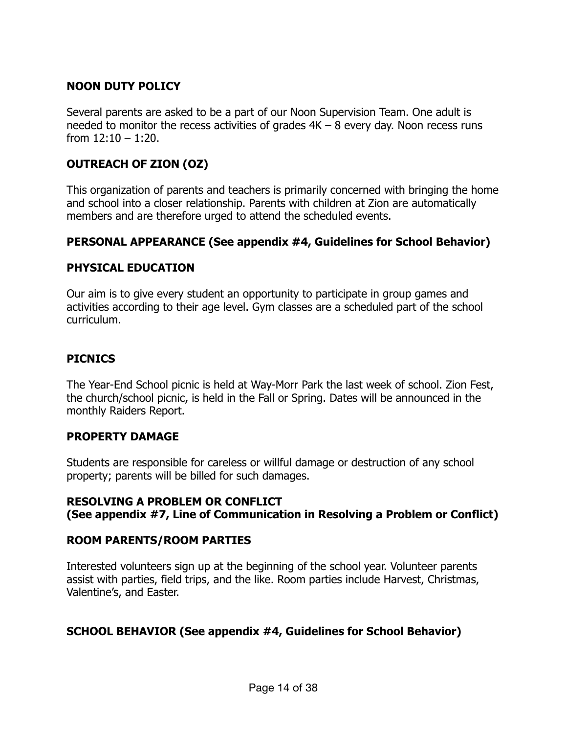### NOON DUTY POLICY

Several parents are asked to be a part of our Noon Supervision Team. One adult is needed to monitor the recess activities of grades 4K – 8 every day. Noon recess runs from 12:10 – 1:20.

### OUTREACH OF ZION (OZ)

This organization of parents and teachers is primarily concerned with bringing the home and school into a closer relationship. Parents with children at Zion are automatically members and are therefore urged to attend the scheduled events.

### PERSONAL APPEARANCE (See appendix #4, Guidelines for School Behavior)

### PHYSICAL EDUCATION

Our aim is to give every student an opportunity to participate in group games and activities according to their age level. Gym classes are a scheduled part of the school curriculum.

### PICNICS

The Year-End School picnic is held at Way-Morr Park the last week of school. Zion Fest, the church/school picnic, is held in the Fall or Spring. Dates will be announced in the monthly Raiders Report.

### PROPERTY DAMAGE

Students are responsible for careless or willful damage or destruction of any school property; parents will be billed for such damages.

### RESOLVING A PROBLEM OR CONFLICT (See appendix #7, Line of Communication in Resolving a Problem or Conflict)

### ROOM PARENTS/ROOM PARTIES

Interested volunteers sign up at the beginning of the school year. Volunteer parents assist with parties, field trips, and the like. Room parties include Harvest, Christmas, Valentine's, and Easter.

### SCHOOL BEHAVIOR (See appendix #4, Guidelines for School Behavior)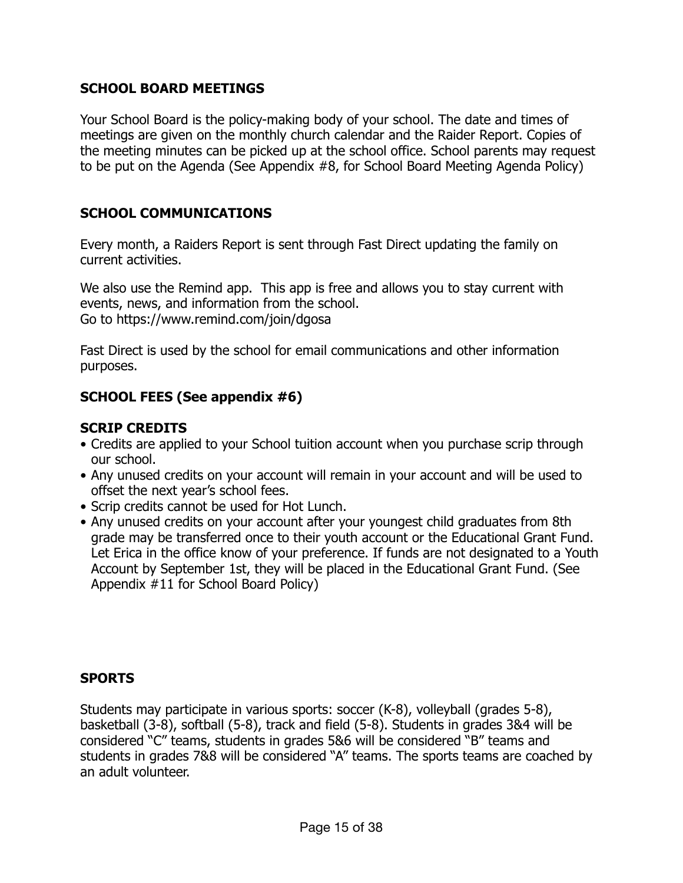**SCHOOL BOARD MEETINGS**

Your School Board is the policy-making body of your school. The date and times of meetings are given on the monthly church calendar and the Raider Report. Copies of the meeting minutes can be picked up at the school office. School parents may request to be put on the Agenda (See Appendix #8, for School Board Meeting Agenda Policy)

**SCHOOL COMMUNICATIONS**

Every month, a Raiders Report is sent through Fast Direct updating the family on current activities.

We also use the Remind app. This app is free and allows you to stay current with events, news, and information from the school.
Go to https://www.remind.com/join/dgosa

Fast Direct is used by the school for email communications and other information purposes.

**SCHOOL FEES (See appendix #6)**

**SCRIP CREDITS**

- Credits are applied to your School tuition account when you purchase scrip through our school.
- Any unused credits on your account will remain in your account and will be used to offset the next year's school fees.
- Scrip credits cannot be used for Hot Lunch.
- Any unused credits on your account after your youngest child graduates from 8th grade may be transferred once to their youth account or the Educational Grant Fund. Let Erica in the office know of your preference. If funds are not designated to a Youth Account by September 1st, they will be placed in the Educational Grant Fund. (See Appendix #11 for School Board Policy)

**SPORTS**

Students may participate in various sports: soccer (K-8), volleyball (grades 5-8), basketball (3-8), softball (5-8), track and field (5-8). Students in grades 3&4 will be considered "C" teams, students in grades 5&6 will be considered "B" teams and students in grades 7&8 will be considered "A" teams. The sports teams are coached by an adult volunteer.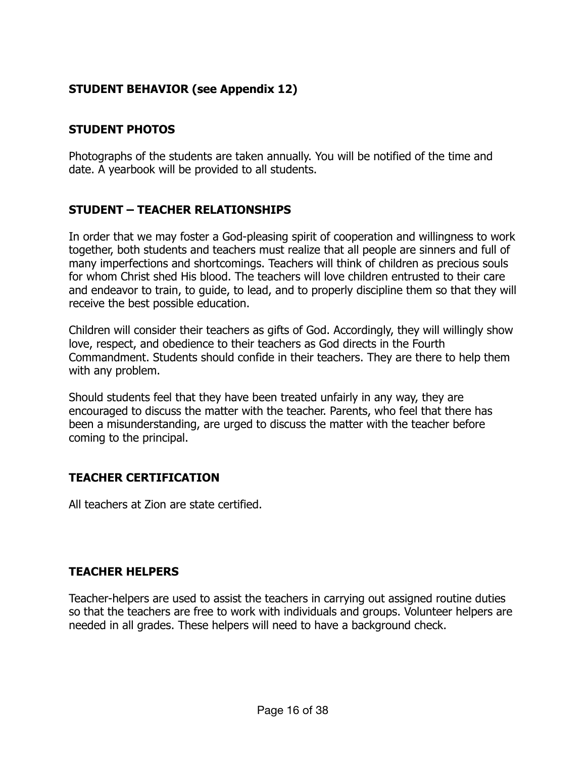## STUDENT BEHAVIOR (see Appendix 12)

## STUDENT PHOTOS

Photographs of the students are taken annually. You will be notified of the time and date. A yearbook will be provided to all students.

## STUDENT – TEACHER RELATIONSHIPS

In order that we may foster a God-pleasing spirit of cooperation and willingness to work together, both students and teachers must realize that all people are sinners and full of many imperfections and shortcomings. Teachers will think of children as precious souls for whom Christ shed His blood. The teachers will love children entrusted to their care and endeavor to train, to guide, to lead, and to properly discipline them so that they will receive the best possible education.

Children will consider their teachers as gifts of God. Accordingly, they will willingly show love, respect, and obedience to their teachers as God directs in the Fourth Commandment. Students should confide in their teachers. They are there to help them with any problem.

Should students feel that they have been treated unfairly in any way, they are encouraged to discuss the matter with the teacher. Parents, who feel that there has been a misunderstanding, are urged to discuss the matter with the teacher before coming to the principal.

## TEACHER CERTIFICATION

All teachers at Zion are state certified.

## TEACHER HELPERS

Teacher-helpers are used to assist the teachers in carrying out assigned routine duties so that the teachers are free to work with individuals and groups. Volunteer helpers are needed in all grades. These helpers will need to have a background check.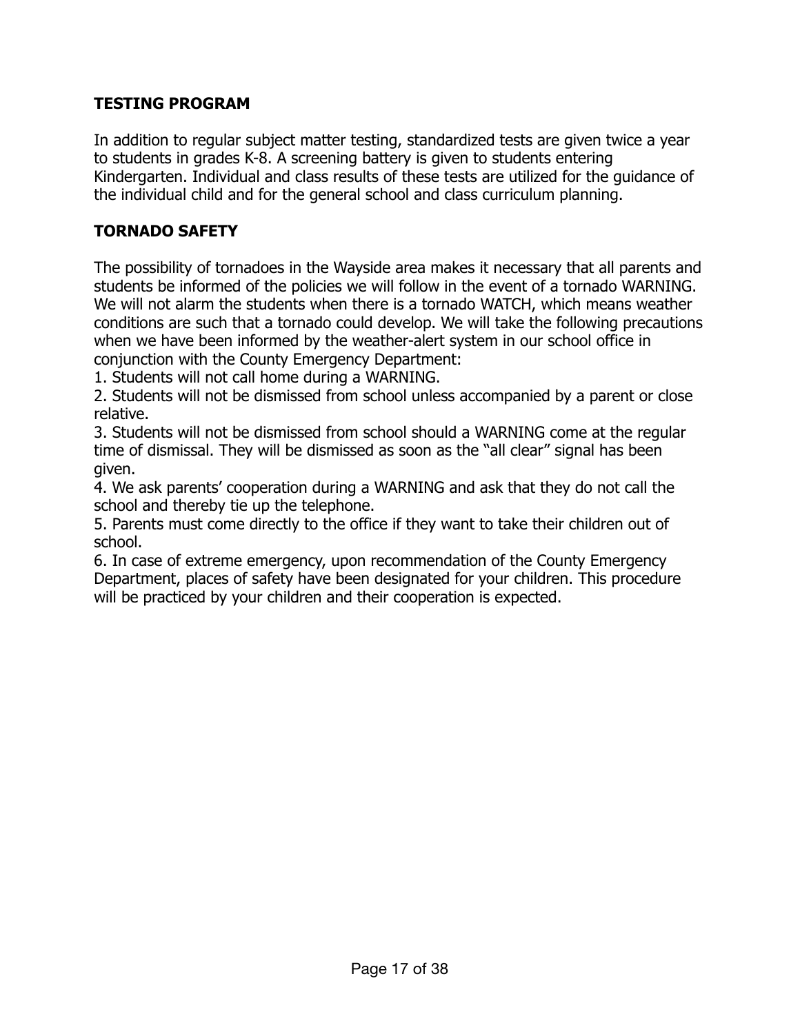**TESTING PROGRAM**

In addition to regular subject matter testing, standardized tests are given twice a year to students in grades K-8. A screening battery is given to students entering Kindergarten. Individual and class results of these tests are utilized for the guidance of the individual child and for the general school and class curriculum planning.

**TORNADO SAFETY**

The possibility of tornadoes in the Wayside area makes it necessary that all parents and students be informed of the policies we will follow in the event of a tornado WARNING. We will not alarm the students when there is a tornado WATCH, which means weather conditions are such that a tornado could develop. We will take the following precautions when we have been informed by the weather-alert system in our school office in conjunction with the County Emergency Department:

1. Students will not call home during a WARNING.
2. Students will not be dismissed from school unless accompanied by a parent or close relative.
3. Students will not be dismissed from school should a WARNING come at the regular time of dismissal. They will be dismissed as soon as the "all clear" signal has been given.
4. We ask parents' cooperation during a WARNING and ask that they do not call the school and thereby tie up the telephone.
5. Parents must come directly to the office if they want to take their children out of school.
6. In case of extreme emergency, upon recommendation of the County Emergency Department, places of safety have been designated for your children. This procedure will be practiced by your children and their cooperation is expected.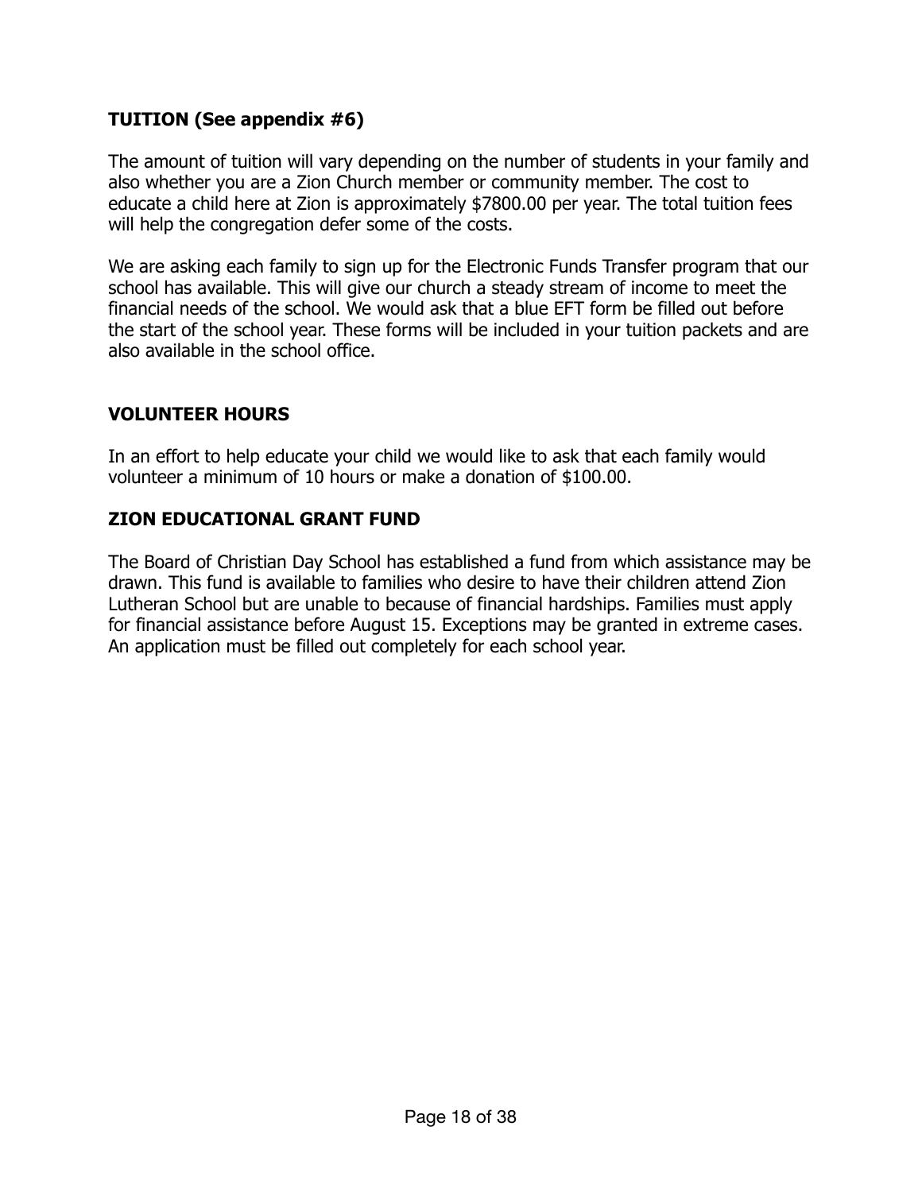## TUITION (See appendix #6)

The amount of tuition will vary depending on the number of students in your family and also whether you are a Zion Church member or community member. The cost to educate a child here at Zion is approximately $7800.00 per year. The total tuition fees will help the congregation defer some of the costs.

We are asking each family to sign up for the Electronic Funds Transfer program that our school has available. This will give our church a steady stream of income to meet the financial needs of the school. We would ask that a blue EFT form be filled out before the start of the school year. These forms will be included in your tuition packets and are also available in the school office.

## VOLUNTEER HOURS

In an effort to help educate your child we would like to ask that each family would volunteer a minimum of 10 hours or make a donation of $100.00.

## ZION EDUCATIONAL GRANT FUND

The Board of Christian Day School has established a fund from which assistance may be drawn. This fund is available to families who desire to have their children attend Zion Lutheran School but are unable to because of financial hardships. Families must apply for financial assistance before August 15. Exceptions may be granted in extreme cases. An application must be filled out completely for each school year.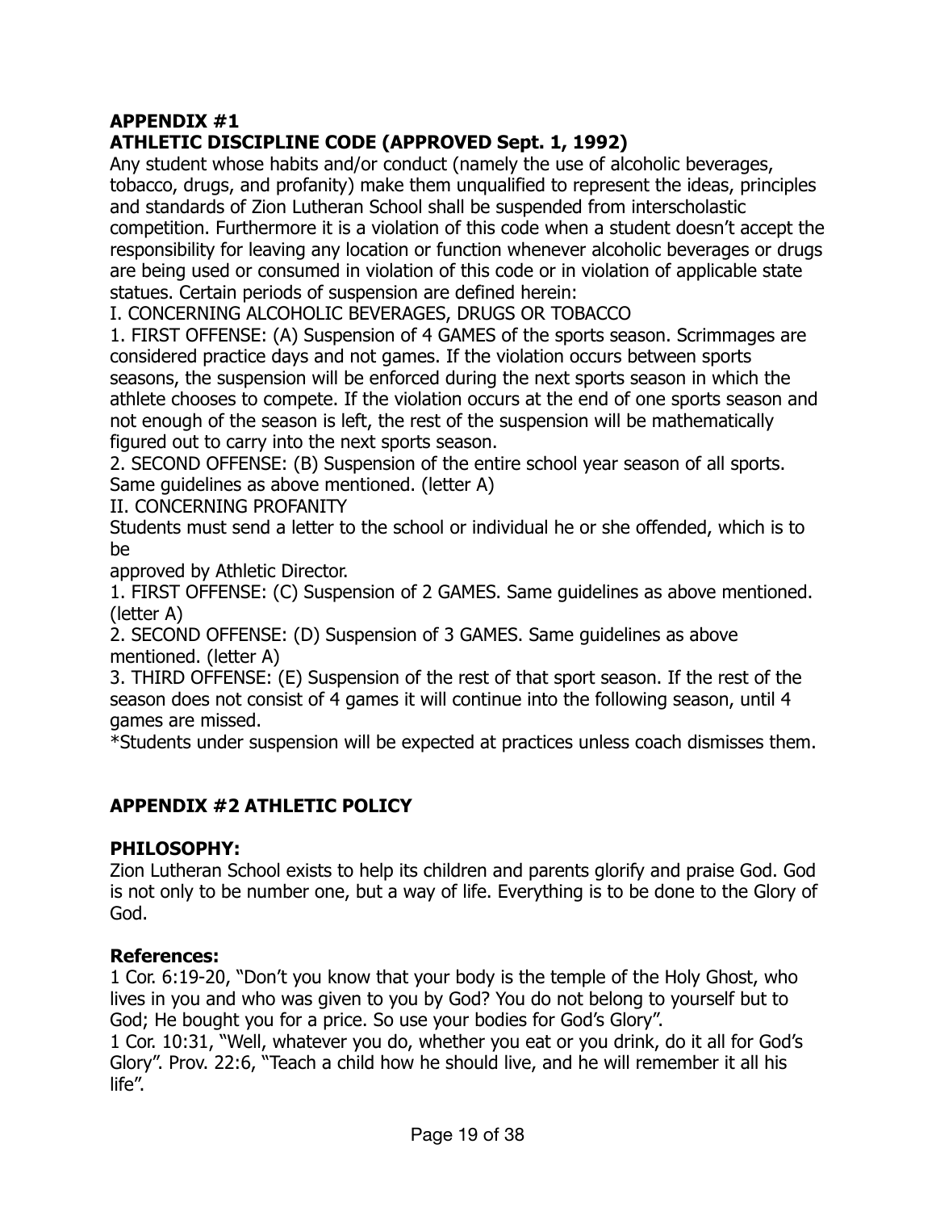## APPENDIX #1
## ATHLETIC DISCIPLINE CODE (APPROVED Sept. 1, 1992)

Any student whose habits and/or conduct (namely the use of alcoholic beverages, tobacco, drugs, and profanity) make them unqualified to represent the ideas, principles and standards of Zion Lutheran School shall be suspended from interscholastic competition. Furthermore it is a violation of this code when a student doesn't accept the responsibility for leaving any location or function whenever alcoholic beverages or drugs are being used or consumed in violation of this code or in violation of applicable state statues. Certain periods of suspension are defined herein:

I. CONCERNING ALCOHOLIC BEVERAGES, DRUGS OR TOBACCO

1. FIRST OFFENSE: (A) Suspension of 4 GAMES of the sports season. Scrimmages are considered practice days and not games. If the violation occurs between sports seasons, the suspension will be enforced during the next sports season in which the athlete chooses to compete. If the violation occurs at the end of one sports season and not enough of the season is left, the rest of the suspension will be mathematically figured out to carry into the next sports season.
2. SECOND OFFENSE: (B) Suspension of the entire school year season of all sports. Same guidelines as above mentioned. (letter A)

II. CONCERNING PROFANITY

Students must send a letter to the school or individual he or she offended, which is to be
approved by Athletic Director.

1. FIRST OFFENSE: (C) Suspension of 2 GAMES. Same guidelines as above mentioned. (letter A)
2. SECOND OFFENSE: (D) Suspension of 3 GAMES. Same guidelines as above mentioned. (letter A)
3. THIRD OFFENSE: (E) Suspension of the rest of that sport season. If the rest of the season does not consist of 4 games it will continue into the following season, until 4 games are missed.

*Students under suspension will be expected at practices unless coach dismisses them.

## APPENDIX #2 ATHLETIC POLICY

### PHILOSOPHY:

Zion Lutheran School exists to help its children and parents glorify and praise God. God is not only to be number one, but a way of life. Everything is to be done to the Glory of God.

### References:

1 Cor. 6:19-20, "Don't you know that your body is the temple of the Holy Ghost, who lives in you and who was given to you by God? You do not belong to yourself but to God; He bought you for a price. So use your bodies for God's Glory".
1 Cor. 10:31, "Well, whatever you do, whether you eat or you drink, do it all for God's Glory". Prov. 22:6, "Teach a child how he should live, and he will remember it all his life".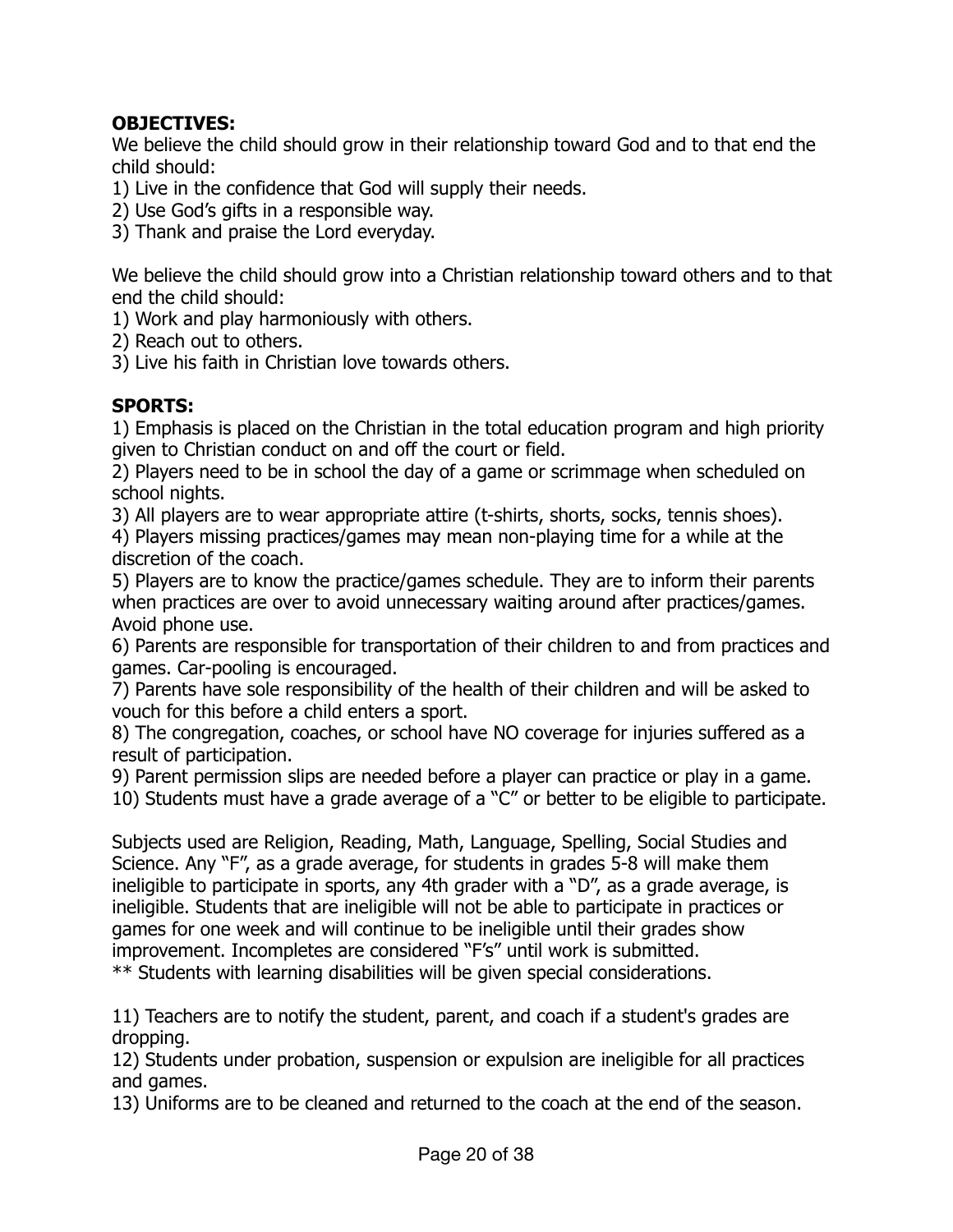**OBJECTIVES:**

We believe the child should grow in their relationship toward God and to that end the child should:

1) Live in the confidence that God will supply their needs.
2) Use God's gifts in a responsible way.
3) Thank and praise the Lord everyday.

We believe the child should grow into a Christian relationship toward others and to that end the child should:

1) Work and play harmoniously with others.
2) Reach out to others.
3) Live his faith in Christian love towards others.

**SPORTS:**

1) Emphasis is placed on the Christian in the total education program and high priority given to Christian conduct on and off the court or field.
2) Players need to be in school the day of a game or scrimmage when scheduled on school nights.
3) All players are to wear appropriate attire (t-shirts, shorts, socks, tennis shoes).
4) Players missing practices/games may mean non-playing time for a while at the discretion of the coach.
5) Players are to know the practice/games schedule. They are to inform their parents when practices are over to avoid unnecessary waiting around after practices/games. Avoid phone use.
6) Parents are responsible for transportation of their children to and from practices and games. Car-pooling is encouraged.
7) Parents have sole responsibility of the health of their children and will be asked to vouch for this before a child enters a sport.
8) The congregation, coaches, or school have NO coverage for injuries suffered as a result of participation.
9) Parent permission slips are needed before a player can practice or play in a game.
10) Students must have a grade average of a "C" or better to be eligible to participate.

Subjects used are Religion, Reading, Math, Language, Spelling, Social Studies and Science. Any "F", as a grade average, for students in grades 5-8 will make them ineligible to participate in sports, any 4th grader with a "D", as a grade average, is ineligible. Students that are ineligible will not be able to participate in practices or games for one week and will continue to be ineligible until their grades show improvement. Incompletes are considered "F's" until work is submitted.
** Students with learning disabilities will be given special considerations.

11) Teachers are to notify the student, parent, and coach if a student's grades are dropping.
12) Students under probation, suspension or expulsion are ineligible for all practices and games.
13) Uniforms are to be cleaned and returned to the coach at the end of the season.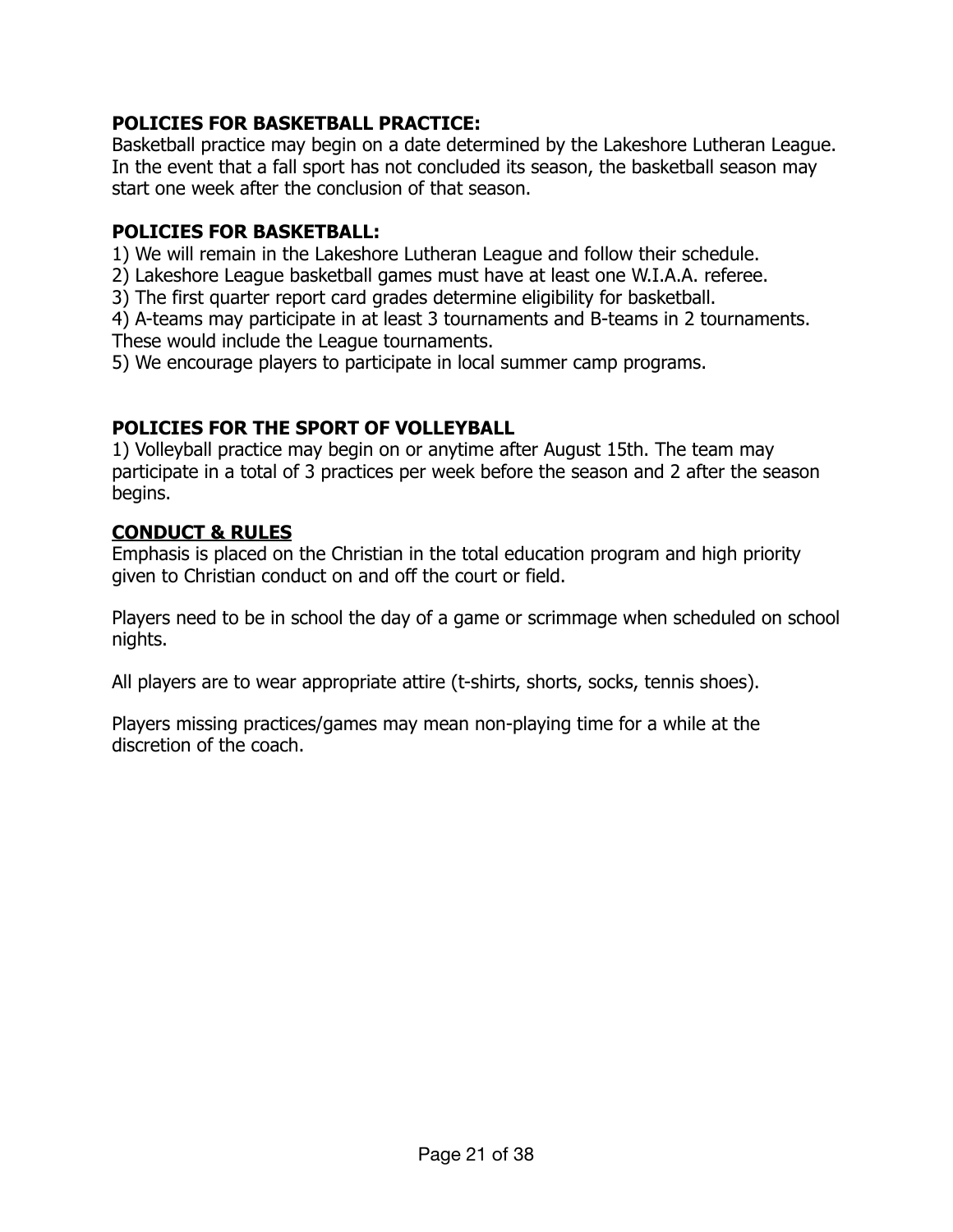**POLICIES FOR BASKETBALL PRACTICE:**

Basketball practice may begin on a date determined by the Lakeshore Lutheran League. In the event that a fall sport has not concluded its season, the basketball season may start one week after the conclusion of that season.

**POLICIES FOR BASKETBALL:**

1) We will remain in the Lakeshore Lutheran League and follow their schedule.
2) Lakeshore League basketball games must have at least one W.I.A.A. referee.
3) The first quarter report card grades determine eligibility for basketball.
4) A-teams may participate in at least 3 tournaments and B-teams in 2 tournaments. These would include the League tournaments.
5) We encourage players to participate in local summer camp programs.

**POLICIES FOR THE SPORT OF VOLLEYBALL**

1) Volleyball practice may begin on or anytime after August 15th. The team may participate in a total of 3 practices per week before the season and 2 after the season begins.

**CONDUCT & RULES**

Emphasis is placed on the Christian in the total education program and high priority given to Christian conduct on and off the court or field.

Players need to be in school the day of a game or scrimmage when scheduled on school nights.

All players are to wear appropriate attire (t-shirts, shorts, socks, tennis shoes).

Players missing practices/games may mean non-playing time for a while at the discretion of the coach.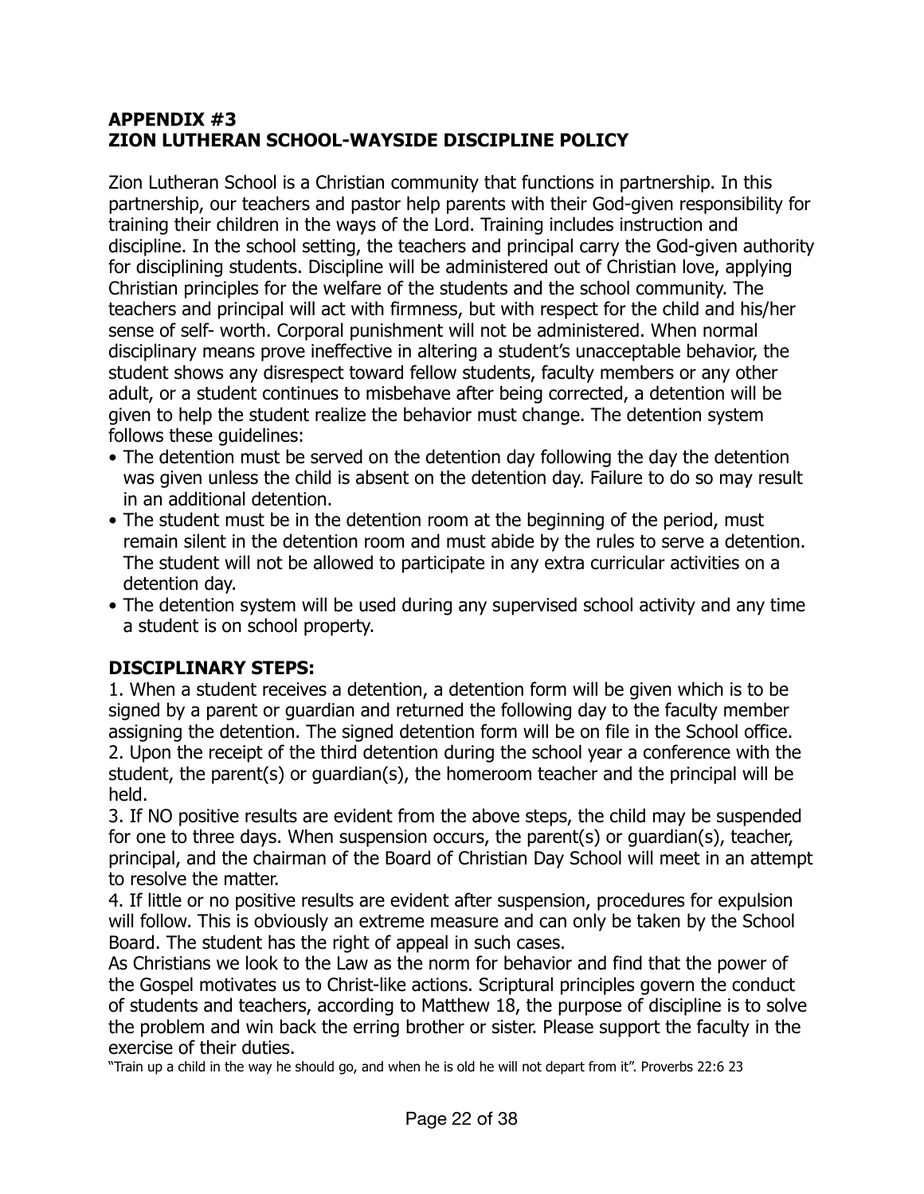## APPENDIX #3
## ZION LUTHERAN SCHOOL-WAYSIDE DISCIPLINE POLICY

Zion Lutheran School is a Christian community that functions in partnership. In this partnership, our teachers and pastor help parents with their God-given responsibility for training their children in the ways of the Lord. Training includes instruction and discipline. In the school setting, the teachers and principal carry the God-given authority for disciplining students. Discipline will be administered out of Christian love, applying Christian principles for the welfare of the students and the school community. The teachers and principal will act with firmness, but with respect for the child and his/her sense of self- worth. Corporal punishment will not be administered. When normal disciplinary means prove ineffective in altering a student's unacceptable behavior, the student shows any disrespect toward fellow students, faculty members or any other adult, or a student continues to misbehave after being corrected, a detention will be given to help the student realize the behavior must change. The detention system follows these guidelines:

- The detention must be served on the detention day following the day the detention was given unless the child is absent on the detention day. Failure to do so may result in an additional detention.
- The student must be in the detention room at the beginning of the period, must remain silent in the detention room and must abide by the rules to serve a detention. The student will not be allowed to participate in any extra curricular activities on a detention day.
- The detention system will be used during any supervised school activity and any time a student is on school property.

### DISCIPLINARY STEPS:

1. When a student receives a detention, a detention form will be given which is to be signed by a parent or guardian and returned the following day to the faculty member assigning the detention. The signed detention form will be on file in the School office.
2. Upon the receipt of the third detention during the school year a conference with the student, the parent(s) or guardian(s), the homeroom teacher and the principal will be held.
3. If NO positive results are evident from the above steps, the child may be suspended for one to three days. When suspension occurs, the parent(s) or guardian(s), teacher, principal, and the chairman of the Board of Christian Day School will meet in an attempt to resolve the matter.
4. If little or no positive results are evident after suspension, procedures for expulsion will follow. This is obviously an extreme measure and can only be taken by the School Board. The student has the right of appeal in such cases.

As Christians we look to the Law as the norm for behavior and find that the power of the Gospel motivates us to Christ-like actions. Scriptural principles govern the conduct of students and teachers, according to Matthew 18, the purpose of discipline is to solve the problem and win back the erring brother or sister. Please support the faculty in the exercise of their duties.

"Train up a child in the way he should go, and when he is old he will not depart from it". Proverbs 22:6 23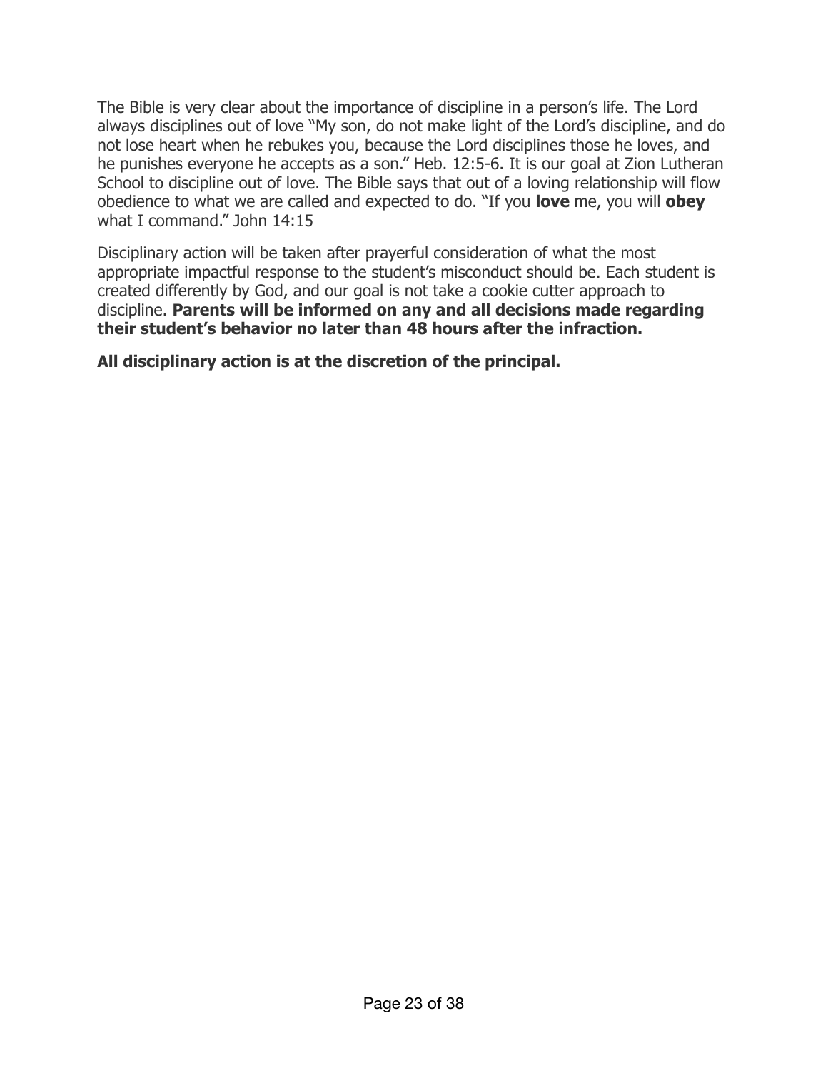The Bible is very clear about the importance of discipline in a person's life. The Lord always disciplines out of love "My son, do not make light of the Lord's discipline, and do not lose heart when he rebukes you, because the Lord disciplines those he loves, and he punishes everyone he accepts as a son." Heb. 12:5-6. It is our goal at Zion Lutheran School to discipline out of love. The Bible says that out of a loving relationship will flow obedience to what we are called and expected to do. "If you **love** me, you will **obey** what I command." John 14:15

Disciplinary action will be taken after prayerful consideration of what the most appropriate impactful response to the student's misconduct should be. Each student is created differently by God, and our goal is not take a cookie cutter approach to discipline. **Parents will be informed on any and all decisions made regarding their student's behavior no later than 48 hours after the infraction.**

**All disciplinary action is at the discretion of the principal.**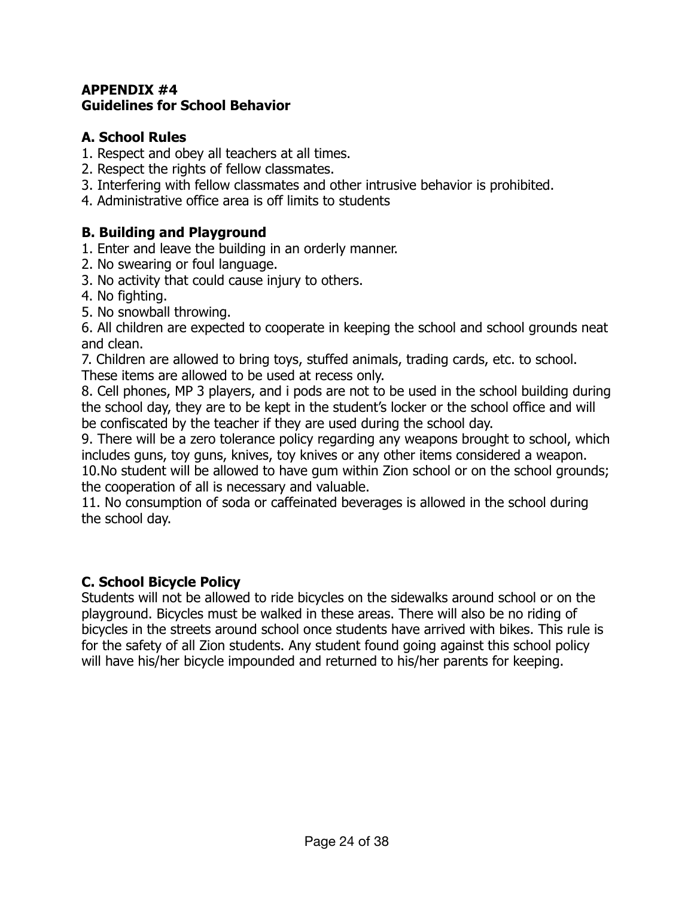## APPENDIX #4
## Guidelines for School Behavior

### A. School Rules

1. Respect and obey all teachers at all times.
2. Respect the rights of fellow classmates.
3. Interfering with fellow classmates and other intrusive behavior is prohibited.
4. Administrative office area is off limits to students

### B. Building and Playground

1. Enter and leave the building in an orderly manner.
2. No swearing or foul language.
3. No activity that could cause injury to others.
4. No fighting.
5. No snowball throwing.
6. All children are expected to cooperate in keeping the school and school grounds neat and clean.
7. Children are allowed to bring toys, stuffed animals, trading cards, etc. to school. These items are allowed to be used at recess only.
8. Cell phones, MP 3 players, and i pods are not to be used in the school building during the school day, they are to be kept in the student's locker or the school office and will be confiscated by the teacher if they are used during the school day.
9. There will be a zero tolerance policy regarding any weapons brought to school, which includes guns, toy guns, knives, toy knives or any other items considered a weapon.
10. No student will be allowed to have gum within Zion school or on the school grounds; the cooperation of all is necessary and valuable.
11. No consumption of soda or caffeinated beverages is allowed in the school during the school day.

### C. School Bicycle Policy

Students will not be allowed to ride bicycles on the sidewalks around school or on the playground. Bicycles must be walked in these areas. There will also be no riding of bicycles in the streets around school once students have arrived with bikes. This rule is for the safety of all Zion students. Any student found going against this school policy will have his/her bicycle impounded and returned to his/her parents for keeping.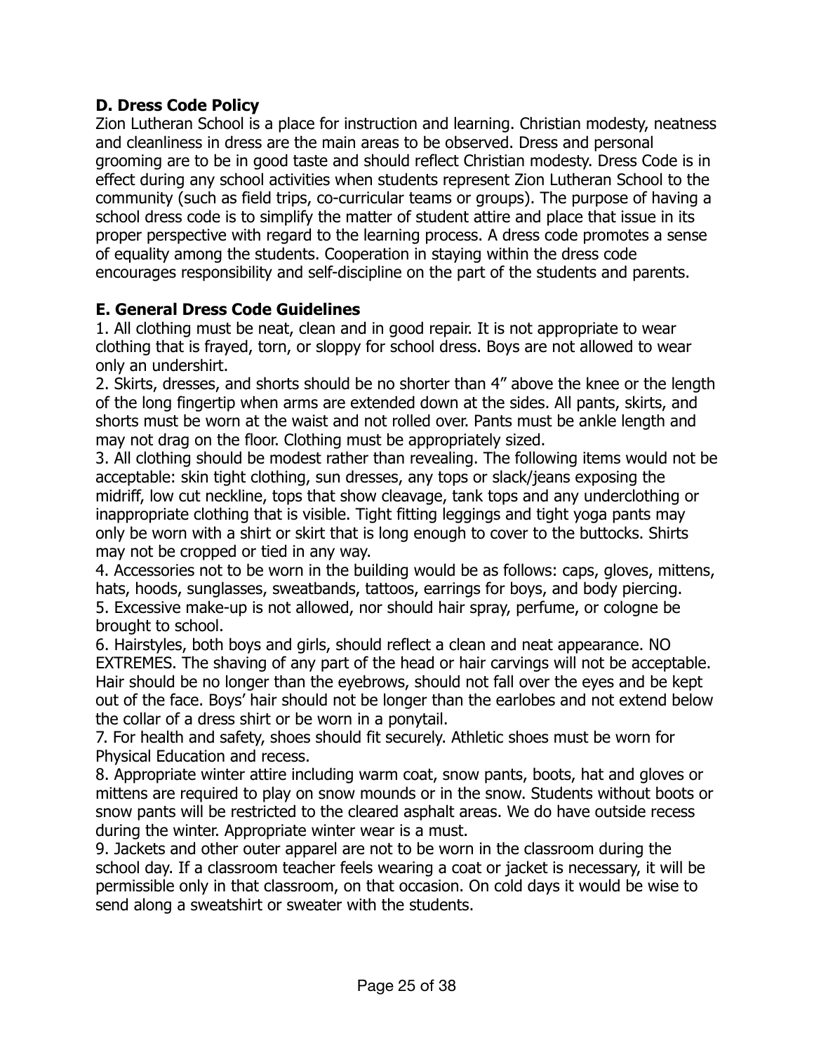**D. Dress Code Policy**

Zion Lutheran School is a place for instruction and learning. Christian modesty, neatness and cleanliness in dress are the main areas to be observed. Dress and personal grooming are to be in good taste and should reflect Christian modesty. Dress Code is in effect during any school activities when students represent Zion Lutheran School to the community (such as field trips, co-curricular teams or groups). The purpose of having a school dress code is to simplify the matter of student attire and place that issue in its proper perspective with regard to the learning process. A dress code promotes a sense of equality among the students. Cooperation in staying within the dress code encourages responsibility and self-discipline on the part of the students and parents.

**E. General Dress Code Guidelines**

1. All clothing must be neat, clean and in good repair. It is not appropriate to wear clothing that is frayed, torn, or sloppy for school dress. Boys are not allowed to wear only an undershirt.
2. Skirts, dresses, and shorts should be no shorter than 4” above the knee or the length of the long fingertip when arms are extended down at the sides. All pants, skirts, and shorts must be worn at the waist and not rolled over. Pants must be ankle length and may not drag on the floor. Clothing must be appropriately sized.
3. All clothing should be modest rather than revealing. The following items would not be acceptable: skin tight clothing, sun dresses, any tops or slack/jeans exposing the midriff, low cut neckline, tops that show cleavage, tank tops and any underclothing or inappropriate clothing that is visible. Tight fitting leggings and tight yoga pants may only be worn with a shirt or skirt that is long enough to cover to the buttocks. Shirts may not be cropped or tied in any way.
4. Accessories not to be worn in the building would be as follows: caps, gloves, mittens, hats, hoods, sunglasses, sweatbands, tattoos, earrings for boys, and body piercing.
5. Excessive make-up is not allowed, nor should hair spray, perfume, or cologne be brought to school.
6. Hairstyles, both boys and girls, should reflect a clean and neat appearance. NO EXTREMES. The shaving of any part of the head or hair carvings will not be acceptable. Hair should be no longer than the eyebrows, should not fall over the eyes and be kept out of the face. Boys’ hair should not be longer than the earlobes and not extend below the collar of a dress shirt or be worn in a ponytail.
7. For health and safety, shoes should fit securely. Athletic shoes must be worn for Physical Education and recess.
8. Appropriate winter attire including warm coat, snow pants, boots, hat and gloves or mittens are required to play on snow mounds or in the snow. Students without boots or snow pants will be restricted to the cleared asphalt areas. We do have outside recess during the winter. Appropriate winter wear is a must.
9. Jackets and other outer apparel are not to be worn in the classroom during the school day. If a classroom teacher feels wearing a coat or jacket is necessary, it will be permissible only in that classroom, on that occasion. On cold days it would be wise to send along a sweatshirt or sweater with the students.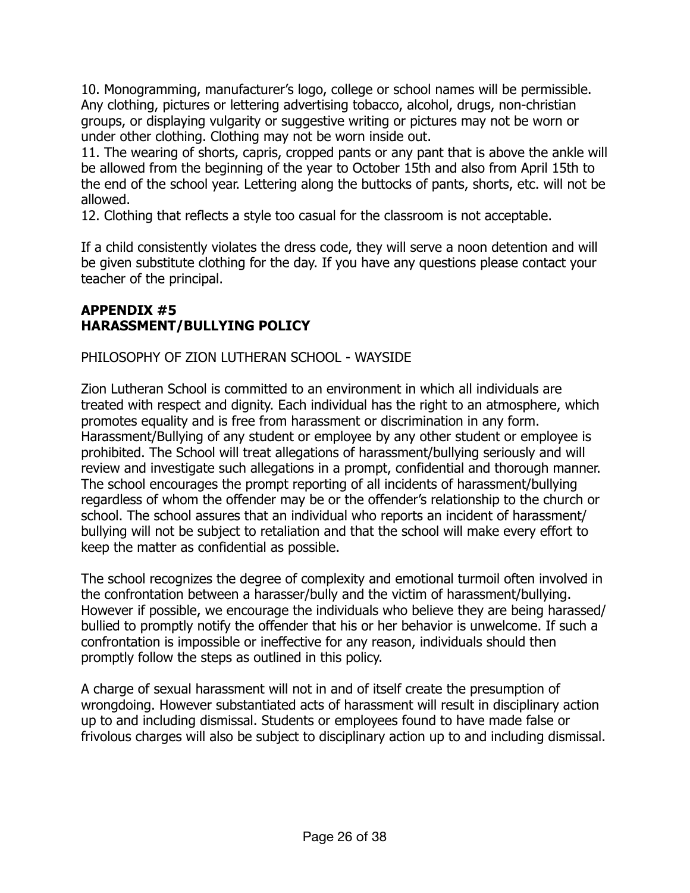10. Monogramming, manufacturer's logo, college or school names will be permissible. Any clothing, pictures or lettering advertising tobacco, alcohol, drugs, non-christian groups, or displaying vulgarity or suggestive writing or pictures may not be worn or under other clothing. Clothing may not be worn inside out.
11. The wearing of shorts, capris, cropped pants or any pant that is above the ankle will be allowed from the beginning of the year to October 15th and also from April 15th to the end of the school year. Lettering along the buttocks of pants, shorts, etc. will not be allowed.
12. Clothing that reflects a style too casual for the classroom is not acceptable.

If a child consistently violates the dress code, they will serve a noon detention and will be given substitute clothing for the day. If you have any questions please contact your teacher of the principal.

## APPENDIX #5
## HARASSMENT/BULLYING POLICY

PHILOSOPHY OF ZION LUTHERAN SCHOOL - WAYSIDE

Zion Lutheran School is committed to an environment in which all individuals are treated with respect and dignity. Each individual has the right to an atmosphere, which promotes equality and is free from harassment or discrimination in any form. Harassment/Bullying of any student or employee by any other student or employee is prohibited. The School will treat allegations of harassment/bullying seriously and will review and investigate such allegations in a prompt, confidential and thorough manner. The school encourages the prompt reporting of all incidents of harassment/bullying regardless of whom the offender may be or the offender's relationship to the church or school. The school assures that an individual who reports an incident of harassment/bullying will not be subject to retaliation and that the school will make every effort to keep the matter as confidential as possible.

The school recognizes the degree of complexity and emotional turmoil often involved in the confrontation between a harasser/bully and the victim of harassment/bullying. However if possible, we encourage the individuals who believe they are being harassed/bullied to promptly notify the offender that his or her behavior is unwelcome. If such a confrontation is impossible or ineffective for any reason, individuals should then promptly follow the steps as outlined in this policy.

A charge of sexual harassment will not in and of itself create the presumption of wrongdoing. However substantiated acts of harassment will result in disciplinary action up to and including dismissal. Students or employees found to have made false or frivolous charges will also be subject to disciplinary action up to and including dismissal.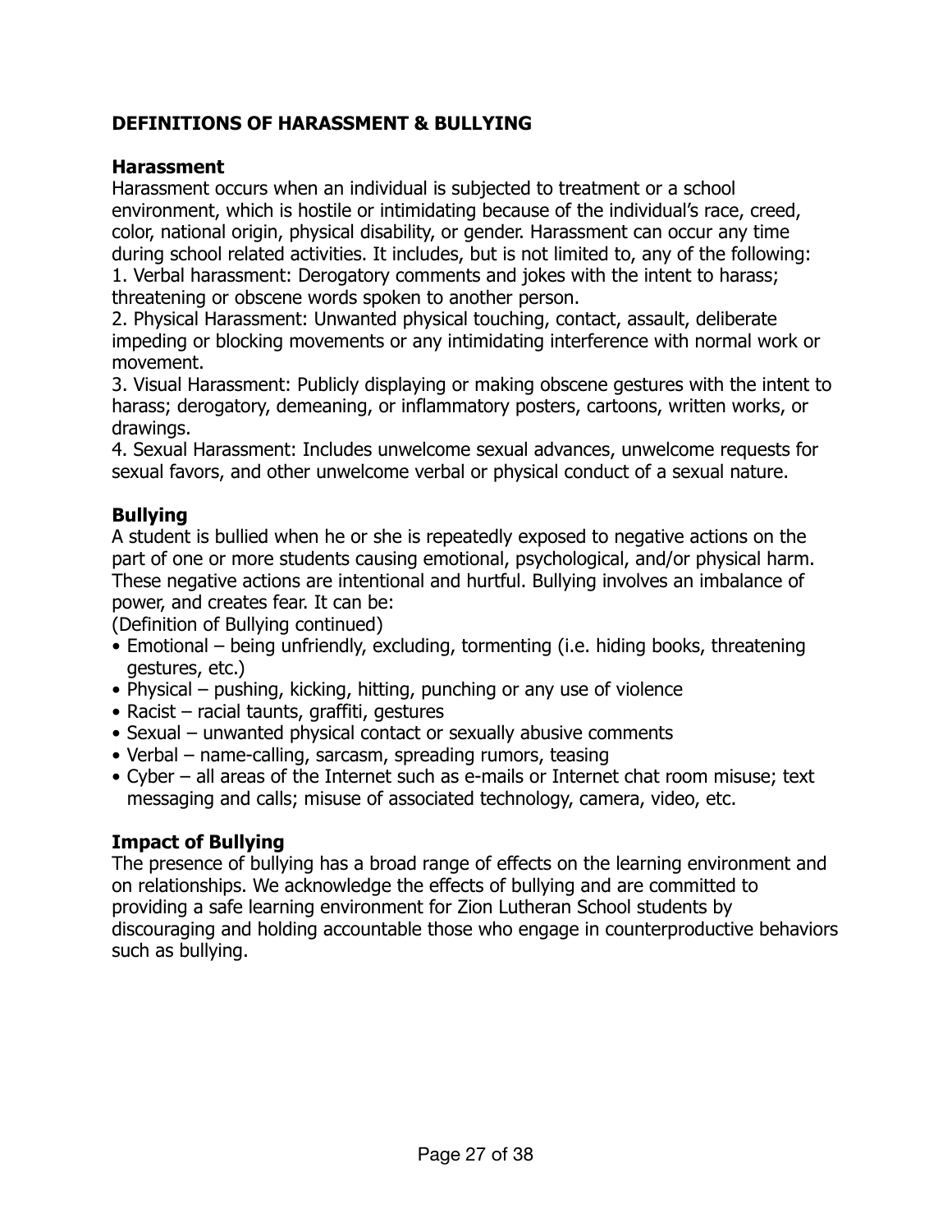## DEFINITIONS OF HARASSMENT & BULLYING

### Harassment

Harassment occurs when an individual is subjected to treatment or a school environment, which is hostile or intimidating because of the individual's race, creed, color, national origin, physical disability, or gender. Harassment can occur any time during school related activities. It includes, but is not limited to, any of the following:

1. Verbal harassment: Derogatory comments and jokes with the intent to harass; threatening or obscene words spoken to another person.
2. Physical Harassment: Unwanted physical touching, contact, assault, deliberate impeding or blocking movements or any intimidating interference with normal work or movement.
3. Visual Harassment: Publicly displaying or making obscene gestures with the intent to harass; derogatory, demeaning, or inflammatory posters, cartoons, written works, or drawings.
4. Sexual Harassment: Includes unwelcome sexual advances, unwelcome requests for sexual favors, and other unwelcome verbal or physical conduct of a sexual nature.

### Bullying

A student is bullied when he or she is repeatedly exposed to negative actions on the part of one or more students causing emotional, psychological, and/or physical harm. These negative actions are intentional and hurtful. Bullying involves an imbalance of power, and creates fear. It can be:

(Definition of Bullying continued)

- Emotional – being unfriendly, excluding, tormenting (i.e. hiding books, threatening gestures, etc.)
- Physical – pushing, kicking, hitting, punching or any use of violence
- Racist – racial taunts, graffiti, gestures
- Sexual – unwanted physical contact or sexually abusive comments
- Verbal – name-calling, sarcasm, spreading rumors, teasing
- Cyber – all areas of the Internet such as e-mails or Internet chat room misuse; text messaging and calls; misuse of associated technology, camera, video, etc.

### Impact of Bullying

The presence of bullying has a broad range of effects on the learning environment and on relationships. We acknowledge the effects of bullying and are committed to providing a safe learning environment for Zion Lutheran School students by discouraging and holding accountable those who engage in counterproductive behaviors such as bullying.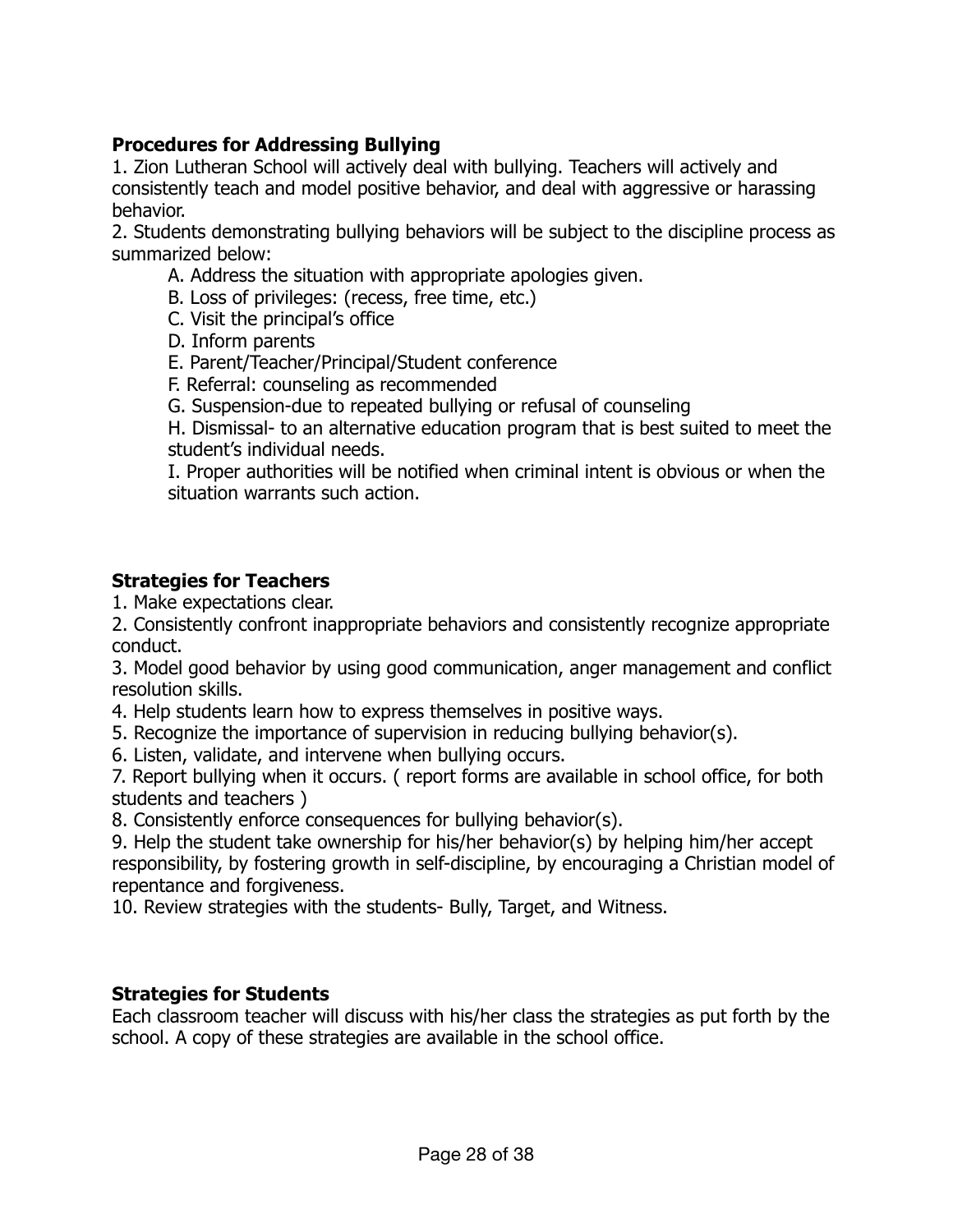**Procedures for Addressing Bullying**

1. Zion Lutheran School will actively deal with bullying. Teachers will actively and consistently teach and model positive behavior, and deal with aggressive or harassing behavior.
2. Students demonstrating bullying behaviors will be subject to the discipline process as summarized below:
    A. Address the situation with appropriate apologies given.
    B. Loss of privileges: (recess, free time, etc.)
    C. Visit the principal's office
    D. Inform parents
    E. Parent/Teacher/Principal/Student conference
    F. Referral: counseling as recommended
    G. Suspension-due to repeated bullying or refusal of counseling
    H. Dismissal- to an alternative education program that is best suited to meet the student's individual needs.
    I. Proper authorities will be notified when criminal intent is obvious or when the situation warrants such action.

**Strategies for Teachers**

1. Make expectations clear.
2. Consistently confront inappropriate behaviors and consistently recognize appropriate conduct.
3. Model good behavior by using good communication, anger management and conflict resolution skills.
4. Help students learn how to express themselves in positive ways.
5. Recognize the importance of supervision in reducing bullying behavior(s).
6. Listen, validate, and intervene when bullying occurs.
7. Report bullying when it occurs. ( report forms are available in school office, for both students and teachers )
8. Consistently enforce consequences for bullying behavior(s).
9. Help the student take ownership for his/her behavior(s) by helping him/her accept responsibility, by fostering growth in self-discipline, by encouraging a Christian model of repentance and forgiveness.
10. Review strategies with the students- Bully, Target, and Witness.

**Strategies for Students**

Each classroom teacher will discuss with his/her class the strategies as put forth by the school. A copy of these strategies are available in the school office.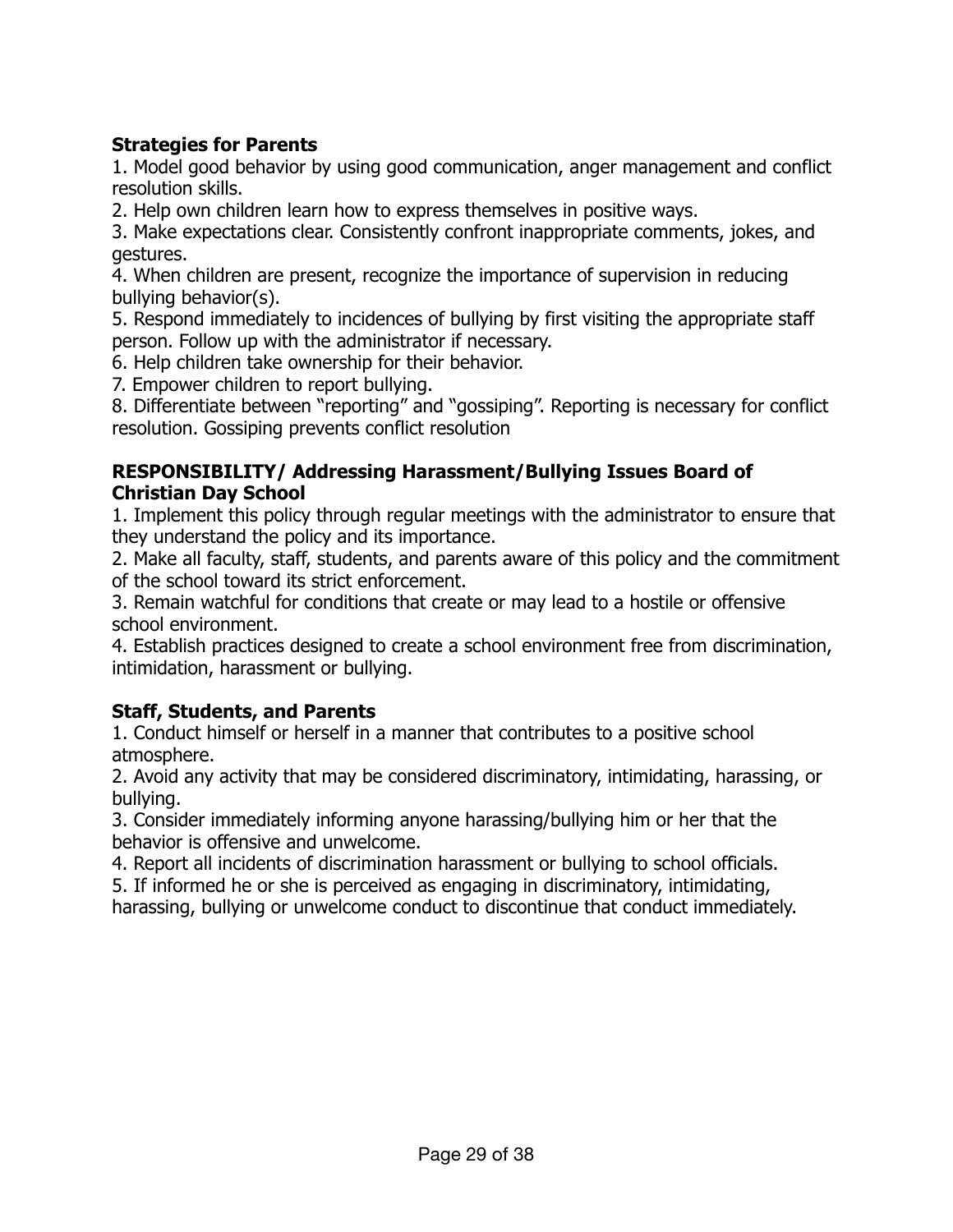**Strategies for Parents**

1. Model good behavior by using good communication, anger management and conflict resolution skills.
2. Help own children learn how to express themselves in positive ways.
3. Make expectations clear. Consistently confront inappropriate comments, jokes, and gestures.
4. When children are present, recognize the importance of supervision in reducing bullying behavior(s).
5. Respond immediately to incidences of bullying by first visiting the appropriate staff person. Follow up with the administrator if necessary.
6. Help children take ownership for their behavior.
7. Empower children to report bullying.
8. Differentiate between "reporting" and "gossiping". Reporting is necessary for conflict resolution. Gossiping prevents conflict resolution

**RESPONSIBILITY/ Addressing Harassment/Bullying Issues Board of Christian Day School**

1. Implement this policy through regular meetings with the administrator to ensure that they understand the policy and its importance.
2. Make all faculty, staff, students, and parents aware of this policy and the commitment of the school toward its strict enforcement.
3. Remain watchful for conditions that create or may lead to a hostile or offensive school environment.
4. Establish practices designed to create a school environment free from discrimination, intimidation, harassment or bullying.

**Staff, Students, and Parents**

1. Conduct himself or herself in a manner that contributes to a positive school atmosphere.
2. Avoid any activity that may be considered discriminatory, intimidating, harassing, or bullying.
3. Consider immediately informing anyone harassing/bullying him or her that the behavior is offensive and unwelcome.
4. Report all incidents of discrimination harassment or bullying to school officials.
5. If informed he or she is perceived as engaging in discriminatory, intimidating, harassing, bullying or unwelcome conduct to discontinue that conduct immediately.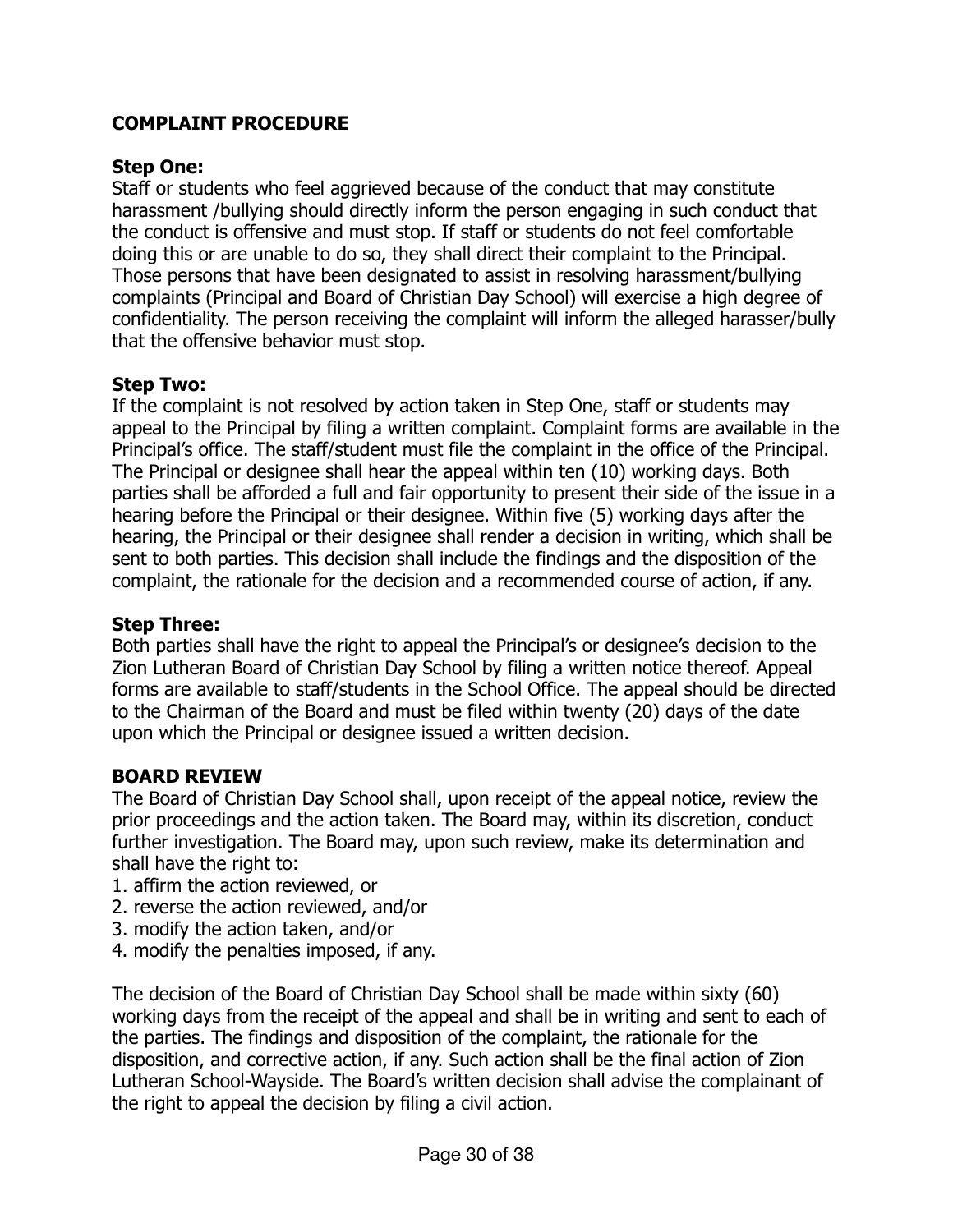**COMPLAINT PROCEDURE**

**Step One:**
Staff or students who feel aggrieved because of the conduct that may constitute harassment /bullying should directly inform the person engaging in such conduct that the conduct is offensive and must stop. If staff or students do not feel comfortable doing this or are unable to do so, they shall direct their complaint to the Principal. Those persons that have been designated to assist in resolving harassment/bullying complaints (Principal and Board of Christian Day School) will exercise a high degree of confidentiality. The person receiving the complaint will inform the alleged harasser/bully that the offensive behavior must stop.

**Step Two:**
If the complaint is not resolved by action taken in Step One, staff or students may appeal to the Principal by filing a written complaint. Complaint forms are available in the Principal's office. The staff/student must file the complaint in the office of the Principal. The Principal or designee shall hear the appeal within ten (10) working days. Both parties shall be afforded a full and fair opportunity to present their side of the issue in a hearing before the Principal or their designee. Within five (5) working days after the hearing, the Principal or their designee shall render a decision in writing, which shall be sent to both parties. This decision shall include the findings and the disposition of the complaint, the rationale for the decision and a recommended course of action, if any.

**Step Three:**
Both parties shall have the right to appeal the Principal's or designee's decision to the Zion Lutheran Board of Christian Day School by filing a written notice thereof. Appeal forms are available to staff/students in the School Office. The appeal should be directed to the Chairman of the Board and must be filed within twenty (20) days of the date upon which the Principal or designee issued a written decision.

**BOARD REVIEW**
The Board of Christian Day School shall, upon receipt of the appeal notice, review the prior proceedings and the action taken. The Board may, within its discretion, conduct further investigation. The Board may, upon such review, make its determination and shall have the right to:

1. affirm the action reviewed, or
2. reverse the action reviewed, and/or
3. modify the action taken, and/or
4. modify the penalties imposed, if any.

The decision of the Board of Christian Day School shall be made within sixty (60) working days from the receipt of the appeal and shall be in writing and sent to each of the parties. The findings and disposition of the complaint, the rationale for the disposition, and corrective action, if any. Such action shall be the final action of Zion Lutheran School-Wayside. The Board's written decision shall advise the complainant of the right to appeal the decision by filing a civil action.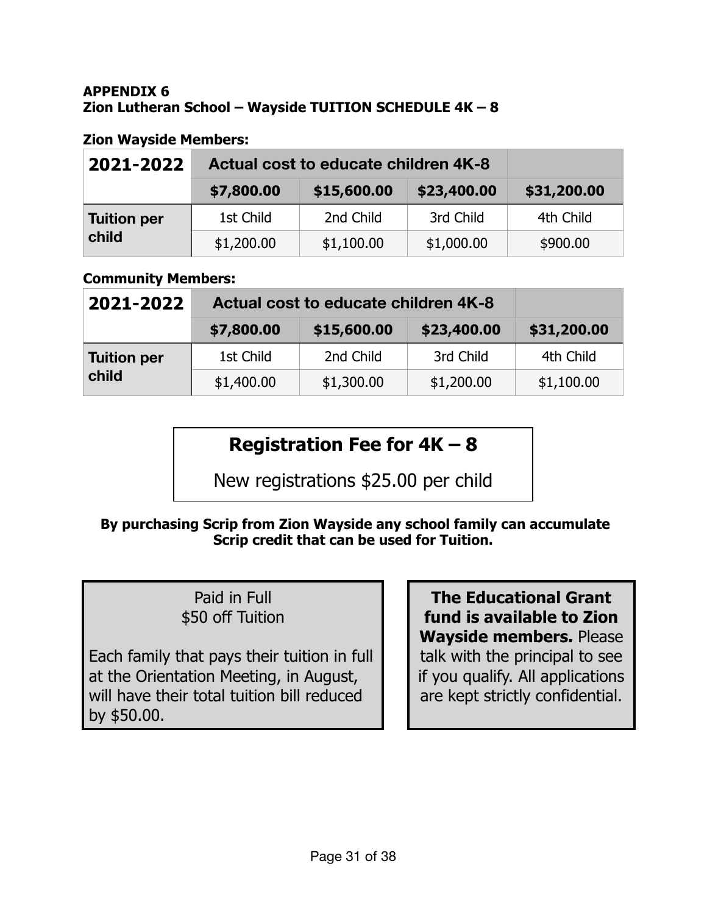**APPENDIX 6**
**Zion Lutheran School – Wayside TUITION SCHEDULE 4K – 8**

**Zion Wayside Members:**

| 2021-2022 | Actual cost to educate children 4K-8 | | | |
|---|---|---|---|---|
| | **$7,800.00** | **$15,600.00** | **$23,400.00** | **$31,200.00** |
| **Tuition per child** | 1st Child | 2nd Child | 3rd Child | 4th Child |
| | $1,200.00 | $1,100.00 | $1,000.00 | $900.00 |

**Community Members:**

| 2021-2022 | Actual cost to educate children 4K-8 | | | |
|---|---|---|---|---|
| | **$7,800.00** | **$15,600.00** | **$23,400.00** | **$31,200.00** |
| **Tuition per child** | 1st Child | 2nd Child | 3rd Child | 4th Child |
| | $1,400.00 | $1,300.00 | $1,200.00 | $1,100.00 |

## Registration Fee for 4K – 8

New registrations $25.00 per child

**By purchasing Scrip from Zion Wayside any school family can accumulate Scrip credit that can be used for Tuition.**

Paid in Full
$50 off Tuition

Each family that pays their tuition in full at the Orientation Meeting, in August, will have their total tuition bill reduced by $50.00.

**The Educational Grant fund is available to Zion Wayside members.** Please talk with the principal to see if you qualify. All applications are kept strictly confidential.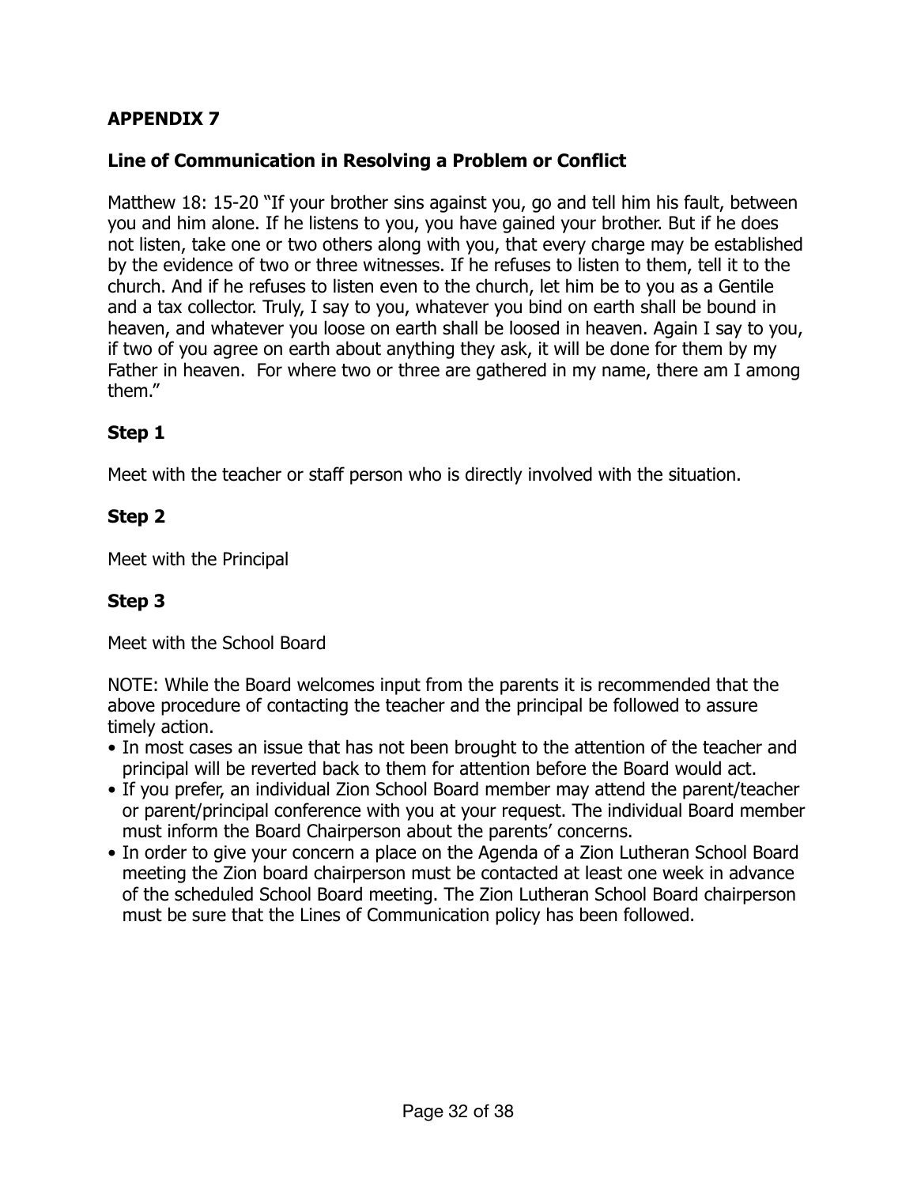## APPENDIX 7

### Line of Communication in Resolving a Problem or Conflict

Matthew 18: 15-20 "If your brother sins against you, go and tell him his fault, between you and him alone. If he listens to you, you have gained your brother. But if he does not listen, take one or two others along with you, that every charge may be established by the evidence of two or three witnesses. If he refuses to listen to them, tell it to the church. And if he refuses to listen even to the church, let him be to you as a Gentile and a tax collector. Truly, I say to you, whatever you bind on earth shall be bound in heaven, and whatever you loose on earth shall be loosed in heaven. Again I say to you, if two of you agree on earth about anything they ask, it will be done for them by my Father in heaven.  For where two or three are gathered in my name, there am I among them."

**Step 1**

Meet with the teacher or staff person who is directly involved with the situation.

**Step 2**

Meet with the Principal

**Step 3**

Meet with the School Board

NOTE: While the Board welcomes input from the parents it is recommended that the above procedure of contacting the teacher and the principal be followed to assure timely action.

- In most cases an issue that has not been brought to the attention of the teacher and principal will be reverted back to them for attention before the Board would act.
- If you prefer, an individual Zion School Board member may attend the parent/teacher or parent/principal conference with you at your request. The individual Board member must inform the Board Chairperson about the parents' concerns.
- In order to give your concern a place on the Agenda of a Zion Lutheran School Board meeting the Zion board chairperson must be contacted at least one week in advance of the scheduled School Board meeting. The Zion Lutheran School Board chairperson must be sure that the Lines of Communication policy has been followed.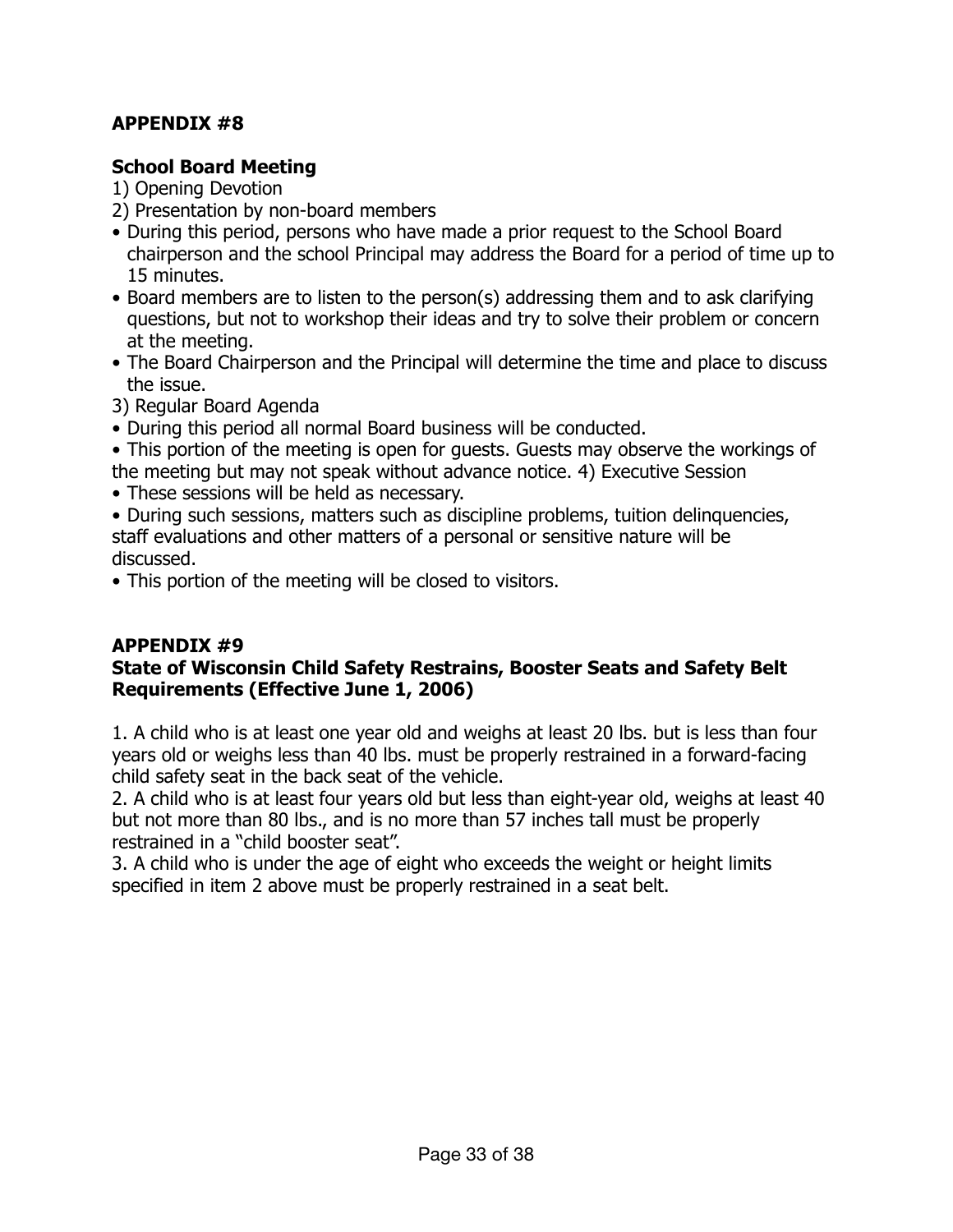**APPENDIX #8**

**School Board Meeting**

1) Opening Devotion

2) Presentation by non-board members

- During this period, persons who have made a prior request to the School Board chairperson and the school Principal may address the Board for a period of time up to 15 minutes.
- Board members are to listen to the person(s) addressing them and to ask clarifying questions, but not to workshop their ideas and try to solve their problem or concern at the meeting.
- The Board Chairperson and the Principal will determine the time and place to discuss the issue.

3) Regular Board Agenda

- During this period all normal Board business will be conducted.
- This portion of the meeting is open for guests. Guests may observe the workings of the meeting but may not speak without advance notice. 4) Executive Session
- These sessions will be held as necessary.
- During such sessions, matters such as discipline problems, tuition delinquencies, staff evaluations and other matters of a personal or sensitive nature will be discussed.
- This portion of the meeting will be closed to visitors.

**APPENDIX #9**

**State of Wisconsin Child Safety Restrains, Booster Seats and Safety Belt Requirements (Effective June 1, 2006)**

1. A child who is at least one year old and weighs at least 20 lbs. but is less than four years old or weighs less than 40 lbs. must be properly restrained in a forward-facing child safety seat in the back seat of the vehicle.
2. A child who is at least four years old but less than eight-year old, weighs at least 40 but not more than 80 lbs., and is no more than 57 inches tall must be properly restrained in a "child booster seat".
3. A child who is under the age of eight who exceeds the weight or height limits specified in item 2 above must be properly restrained in a seat belt.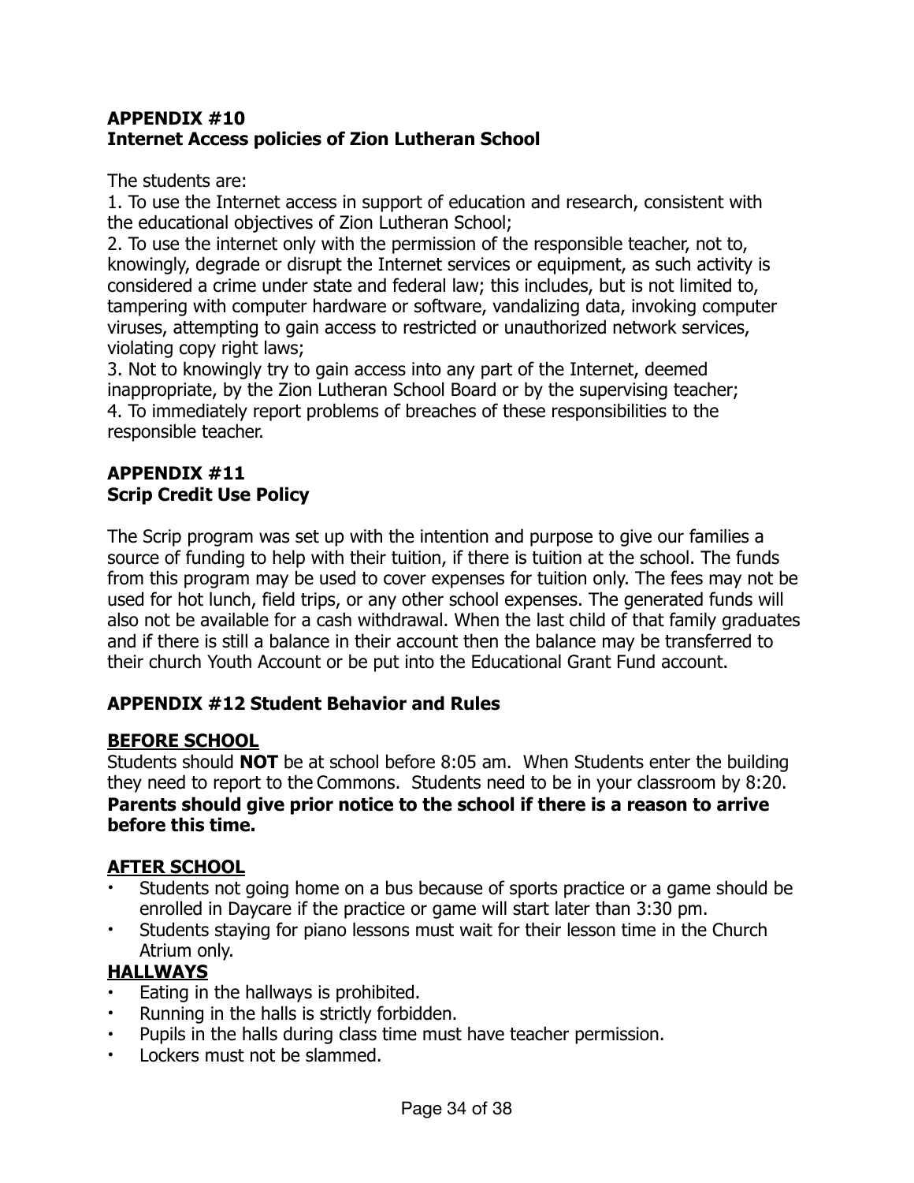## APPENDIX #10
## Internet Access policies of Zion Lutheran School

The students are:

1. To use the Internet access in support of education and research, consistent with the educational objectives of Zion Lutheran School;
2. To use the internet only with the permission of the responsible teacher, not to, knowingly, degrade or disrupt the Internet services or equipment, as such activity is considered a crime under state and federal law; this includes, but is not limited to, tampering with computer hardware or software, vandalizing data, invoking computer viruses, attempting to gain access to restricted or unauthorized network services, violating copy right laws;
3. Not to knowingly try to gain access into any part of the Internet, deemed inappropriate, by the Zion Lutheran School Board or by the supervising teacher;
4. To immediately report problems of breaches of these responsibilities to the responsible teacher.

## APPENDIX #11
## Scrip Credit Use Policy

The Scrip program was set up with the intention and purpose to give our families a source of funding to help with their tuition, if there is tuition at the school. The funds from this program may be used to cover expenses for tuition only. The fees may not be used for hot lunch, field trips, or any other school expenses. The generated funds will also not be available for a cash withdrawal. When the last child of that family graduates and if there is still a balance in their account then the balance may be transferred to their church Youth Account or be put into the Educational Grant Fund account.

## APPENDIX #12 Student Behavior and Rules

### <u>BEFORE SCHOOL</u>

Students should **NOT** be at school before 8:05 am. When Students enter the building they need to report to the Commons. Students need to be in your classroom by 8:20. **Parents should give prior notice to the school if there is a reason to arrive before this time.**

### <u>AFTER SCHOOL</u>

- Students not going home on a bus because of sports practice or a game should be enrolled in Daycare if the practice or game will start later than 3:30 pm.
- Students staying for piano lessons must wait for their lesson time in the Church Atrium only.

### <u>HALLWAYS</u>

- Eating in the hallways is prohibited.
- Running in the halls is strictly forbidden.
- Pupils in the halls during class time must have teacher permission.
- Lockers must not be slammed.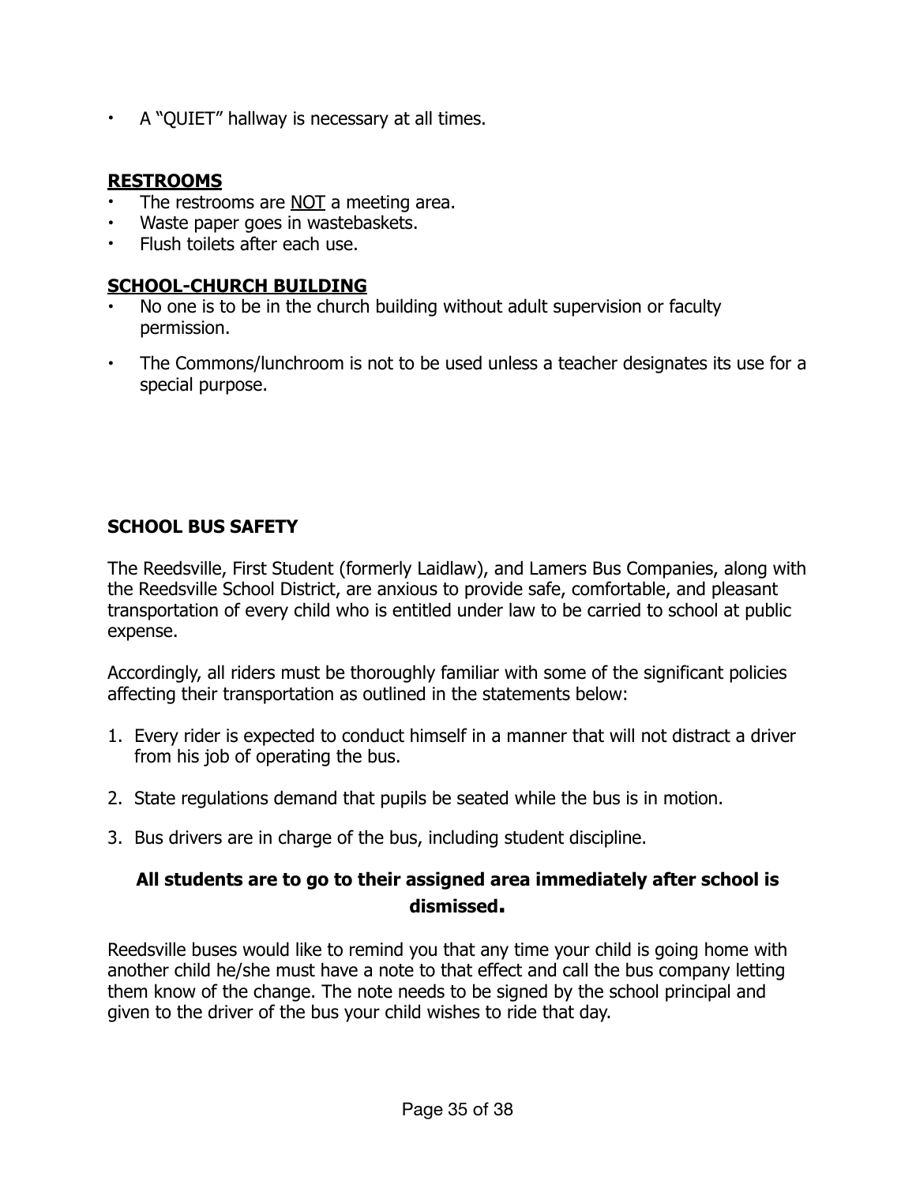- A "QUIET" hallway is necessary at all times.

## **RESTROOMS**

- The restrooms are NOT a meeting area.
- Waste paper goes in wastebaskets.
- Flush toilets after each use.

## **SCHOOL-CHURCH BUILDING**

- No one is to be in the church building without adult supervision or faculty permission.
- The Commons/lunchroom is not to be used unless a teacher designates its use for a special purpose.

## **SCHOOL BUS SAFETY**

The Reedsville, First Student (formerly Laidlaw), and Lamers Bus Companies, along with the Reedsville School District, are anxious to provide safe, comfortable, and pleasant transportation of every child who is entitled under law to be carried to school at public expense.

Accordingly, all riders must be thoroughly familiar with some of the significant policies affecting their transportation as outlined in the statements below:

1. Every rider is expected to conduct himself in a manner that will not distract a driver from his job of operating the bus.
2. State regulations demand that pupils be seated while the bus is in motion.
3. Bus drivers are in charge of the bus, including student discipline.

**All students are to go to their assigned area immediately after school is dismissed.**

Reedsville buses would like to remind you that any time your child is going home with another child he/she must have a note to that effect and call the bus company letting them know of the change. The note needs to be signed by the school principal and given to the driver of the bus your child wishes to ride that day.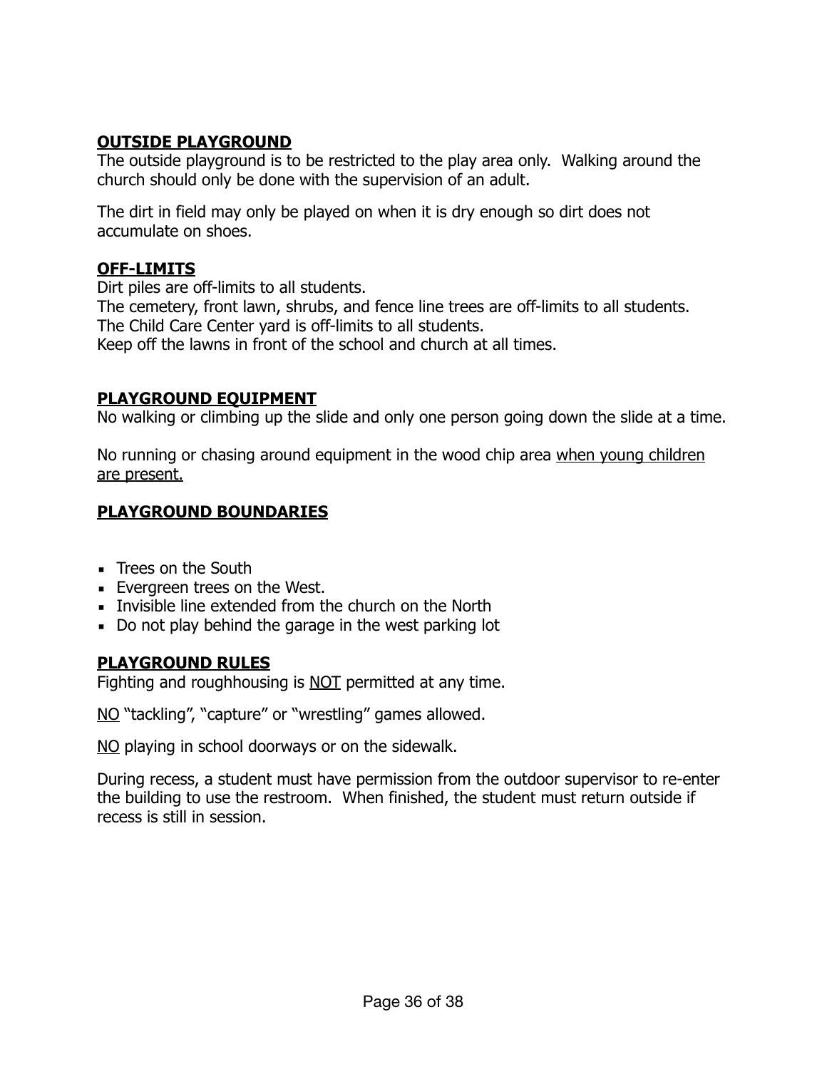## OUTSIDE PLAYGROUND

The outside playground is to be restricted to the play area only.  Walking around the church should only be done with the supervision of an adult.

The dirt in field may only be played on when it is dry enough so dirt does not accumulate on shoes.

## OFF-LIMITS

Dirt piles are off-limits to all students.
The cemetery, front lawn, shrubs, and fence line trees are off-limits to all students.
The Child Care Center yard is off-limits to all students.
Keep off the lawns in front of the school and church at all times.

## PLAYGROUND EQUIPMENT

No walking or climbing up the slide and only one person going down the slide at a time.

No running or chasing around equipment in the wood chip area <u>when young children are present.</u>

## PLAYGROUND BOUNDARIES

- Trees on the South
- Evergreen trees on the West.
- Invisible line extended from the church on the North
- Do not play behind the garage in the west parking lot

## PLAYGROUND RULES

Fighting and roughhousing is <u>NOT</u> permitted at any time.

<u>NO</u> "tackling", "capture" or "wrestling" games allowed.

<u>NO</u> playing in school doorways or on the sidewalk.

During recess, a student must have permission from the outdoor supervisor to re-enter the building to use the restroom.  When finished, the student must return outside if recess is still in session.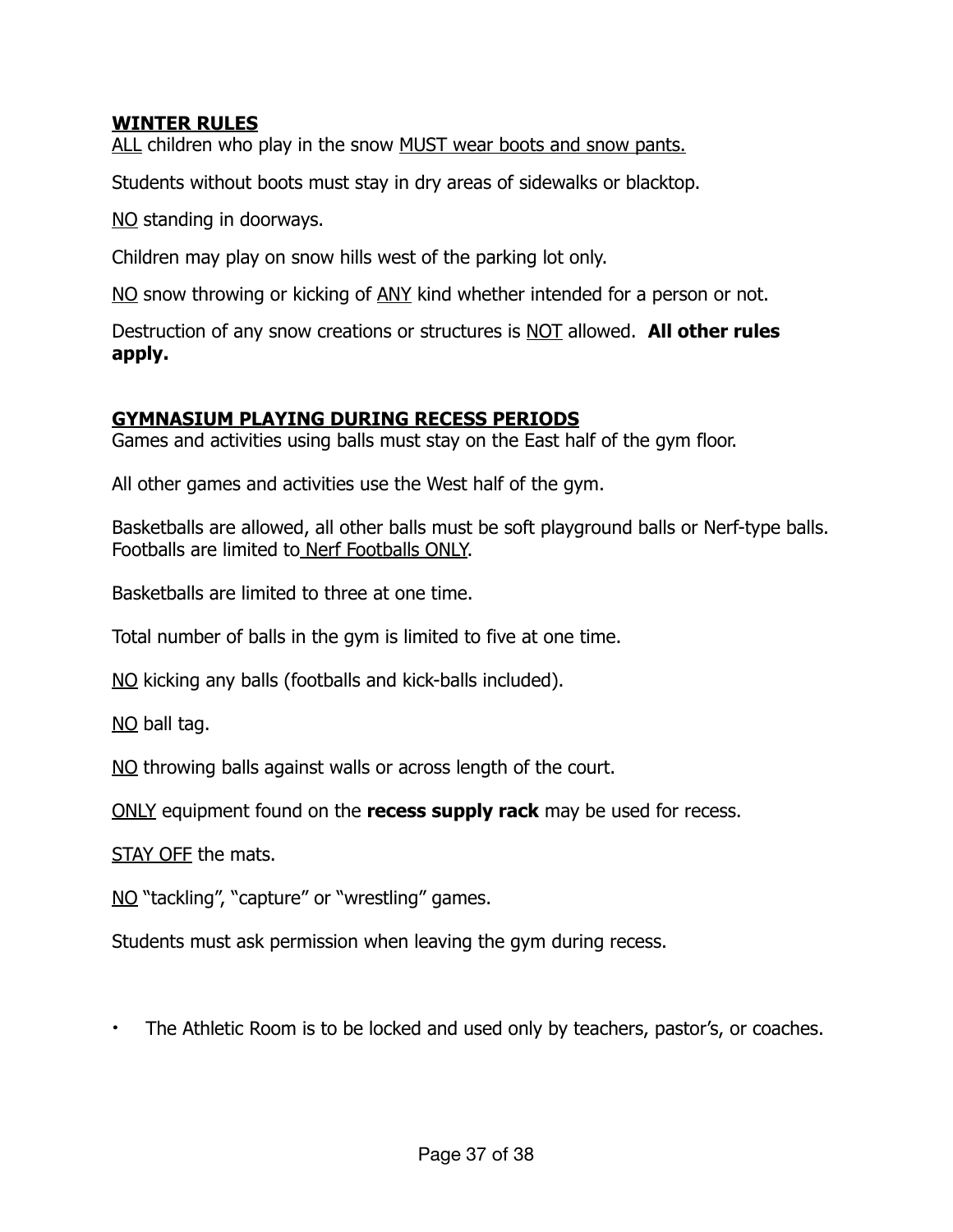**WINTER RULES**

ALL children who play in the snow MUST wear boots and snow pants.

Students without boots must stay in dry areas of sidewalks or blacktop.

NO standing in doorways.

Children may play on snow hills west of the parking lot only.

NO snow throwing or kicking of ANY kind whether intended for a person or not.

Destruction of any snow creations or structures is NOT allowed. **All other rules apply.**

**GYMNASIUM PLAYING DURING RECESS PERIODS**

Games and activities using balls must stay on the East half of the gym floor.

All other games and activities use the West half of the gym.

Basketballs are allowed, all other balls must be soft playground balls or Nerf-type balls. Footballs are limited to Nerf Footballs ONLY.

Basketballs are limited to three at one time.

Total number of balls in the gym is limited to five at one time.

NO kicking any balls (footballs and kick-balls included).

NO ball tag.

NO throwing balls against walls or across length of the court.

ONLY equipment found on the **recess supply rack** may be used for recess.

STAY OFF the mats.

NO "tackling", "capture" or "wrestling" games.

Students must ask permission when leaving the gym during recess.

- The Athletic Room is to be locked and used only by teachers, pastor's, or coaches.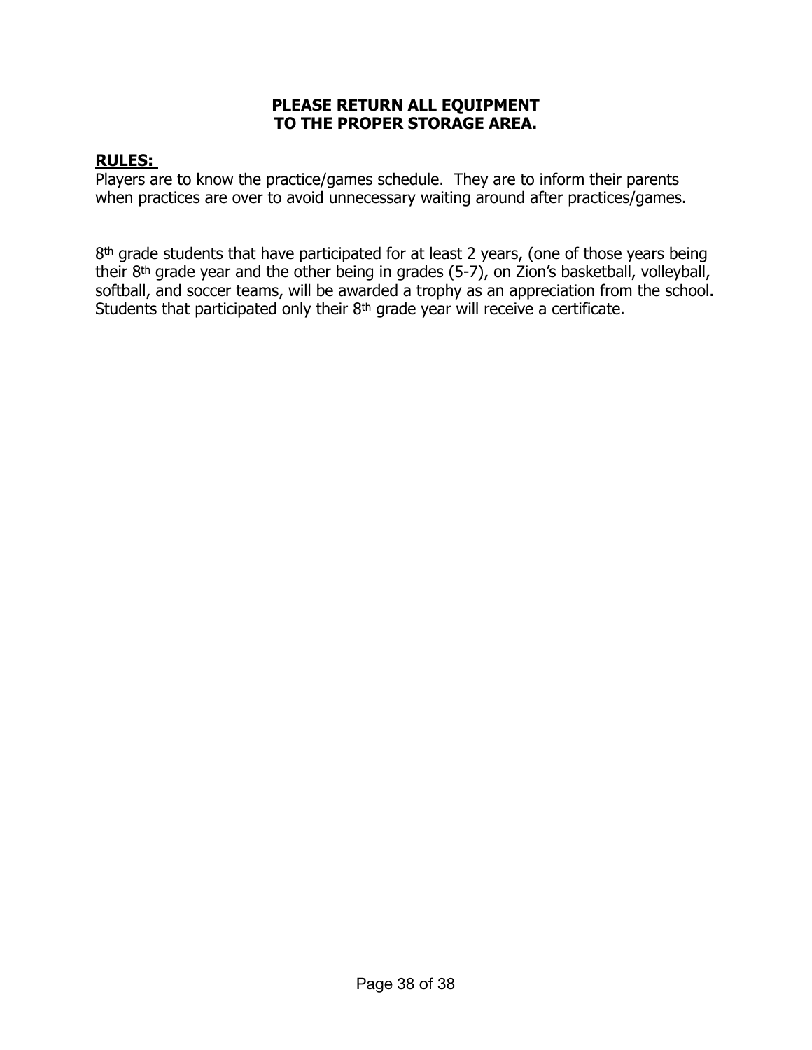**PLEASE RETURN ALL EQUIPMENT TO THE PROPER STORAGE AREA.**

**RULES:**

Players are to know the practice/games schedule. They are to inform their parents when practices are over to avoid unnecessary waiting around after practices/games.

8th grade students that have participated for at least 2 years, (one of those years being their 8th grade year and the other being in grades (5-7), on Zion's basketball, volleyball, softball, and soccer teams, will be awarded a trophy as an appreciation from the school. Students that participated only their 8th grade year will receive a certificate.